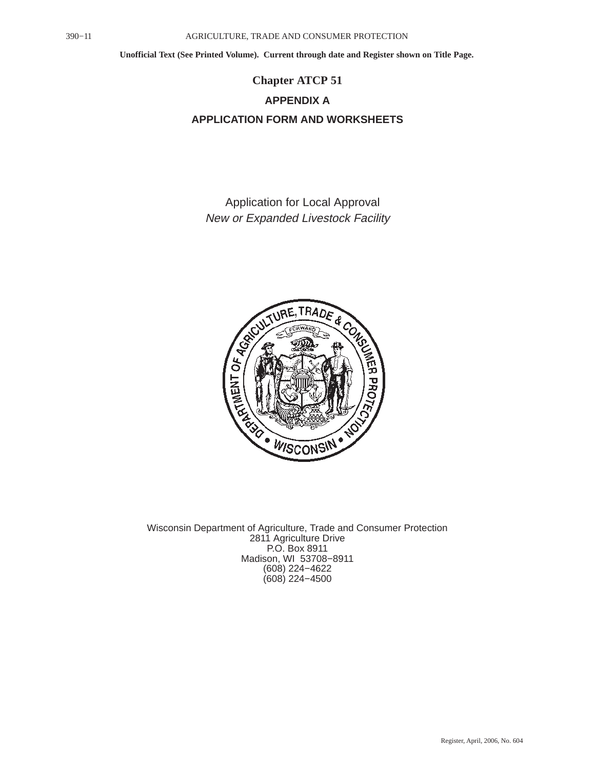# Chapter ATCP 51

## APPENDIX A

## APPLICATION FORM AND WORKSHEETS

Application for Local Approval

*New or Expanded Livestock Facility*

Wisconsin Department of Agriculture, Trade and Consumer Protection
2811 Agriculture Drive
P.O. Box 8911
Madison, WI 53708−8911
(608) 224−4622
(608) 224−4500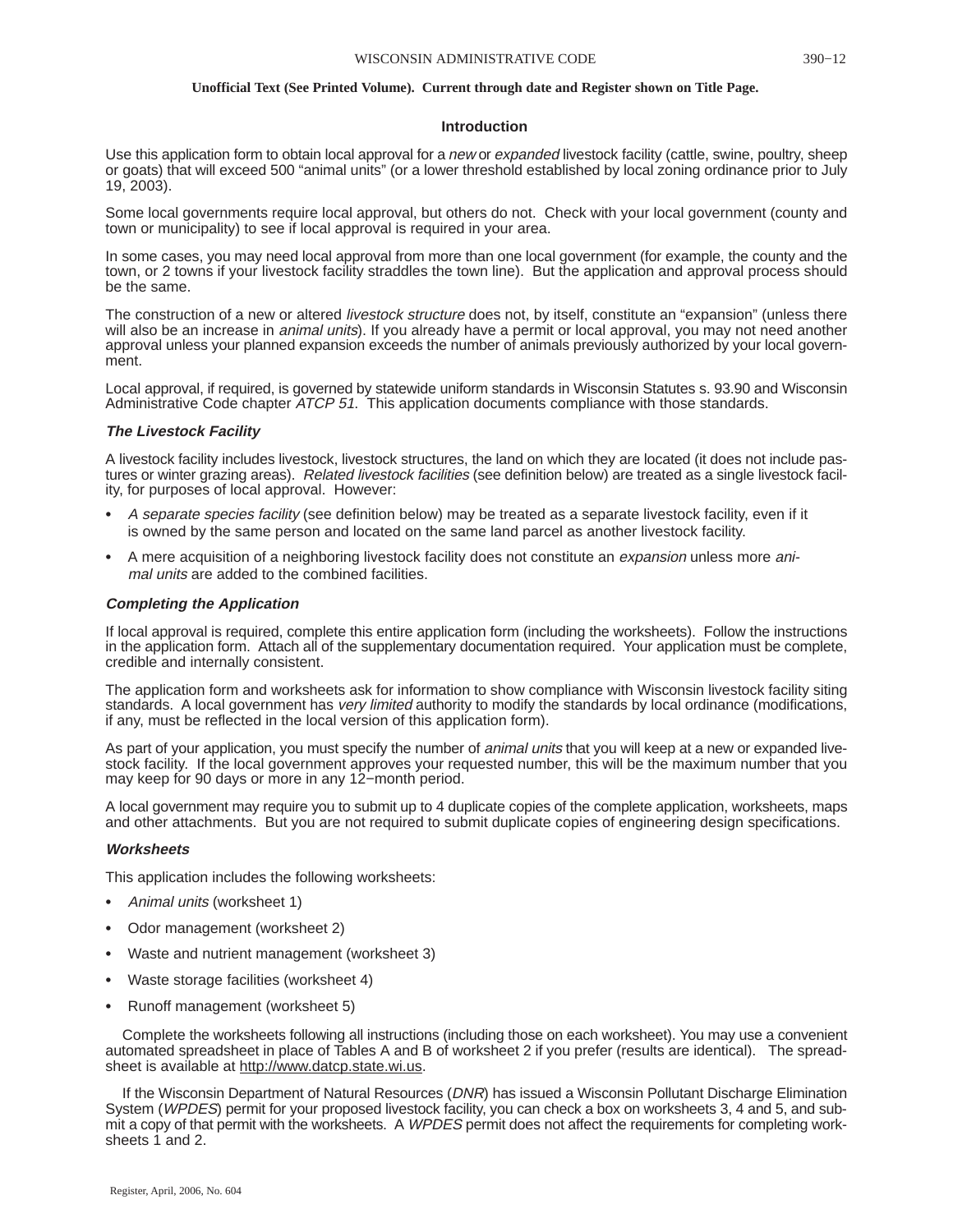## Introduction

Use this application form to obtain local approval for a *new* or *expanded* livestock facility (cattle, swine, poultry, sheep or goats) that will exceed 500 "animal units" (or a lower threshold established by local zoning ordinance prior to July 19, 2003).

Some local governments require local approval, but others do not. Check with your local government (county and town or municipality) to see if local approval is required in your area.

In some cases, you may need local approval from more than one local government (for example, the county and the town, or 2 towns if your livestock facility straddles the town line). But the application and approval process should be the same.

The construction of a new or altered *livestock structure* does not, by itself, constitute an "expansion" (unless there will also be an increase in *animal units*). If you already have a permit or local approval, you may not need another approval unless your planned expansion exceeds the number of animals previously authorized by your local government.

Local approval, if required, is governed by statewide uniform standards in Wisconsin Statutes s. 93.90 and Wisconsin Administrative Code chapter *ATCP 51.* This application documents compliance with those standards.

### *The Livestock Facility*

A livestock facility includes livestock, livestock structures, the land on which they are located (it does not include pastures or winter grazing areas). *Related livestock facilities* (see definition below) are treated as a single livestock facility, for purposes of local approval. However:

- *A separate species facility* (see definition below) may be treated as a separate livestock facility, even if it is owned by the same person and located on the same land parcel as another livestock facility.
- A mere acquisition of a neighboring livestock facility does not constitute an *expansion* unless more *animal units* are added to the combined facilities.

### *Completing the Application*

If local approval is required, complete this entire application form (including the worksheets). Follow the instructions in the application form. Attach all of the supplementary documentation required. Your application must be complete, credible and internally consistent.

The application form and worksheets ask for information to show compliance with Wisconsin livestock facility siting standards. A local government has *very limited* authority to modify the standards by local ordinance (modifications, if any, must be reflected in the local version of this application form).

As part of your application, you must specify the number of *animal units* that you will keep at a new or expanded livestock facility. If the local government approves your requested number, this will be the maximum number that you may keep for 90 days or more in any 12−month period.

A local government may require you to submit up to 4 duplicate copies of the complete application, worksheets, maps and other attachments. But you are not required to submit duplicate copies of engineering design specifications.

### *Worksheets*

This application includes the following worksheets:

- *Animal units* (worksheet 1)
- Odor management (worksheet 2)
- Waste and nutrient management (worksheet 3)
- Waste storage facilities (worksheet 4)
- Runoff management (worksheet 5)

Complete the worksheets following all instructions (including those on each worksheet). You may use a convenient automated spreadsheet in place of Tables A and B of worksheet 2 if you prefer (results are identical). The spreadsheet is available at http://www.datcp.state.wi.us.

If the Wisconsin Department of Natural Resources (*DNR*) has issued a Wisconsin Pollutant Discharge Elimination System (*WPDES*) permit for your proposed livestock facility, you can check a box on worksheets 3, 4 and 5, and submit a copy of that permit with the worksheets. A *WPDES* permit does not affect the requirements for completing worksheets 1 and 2.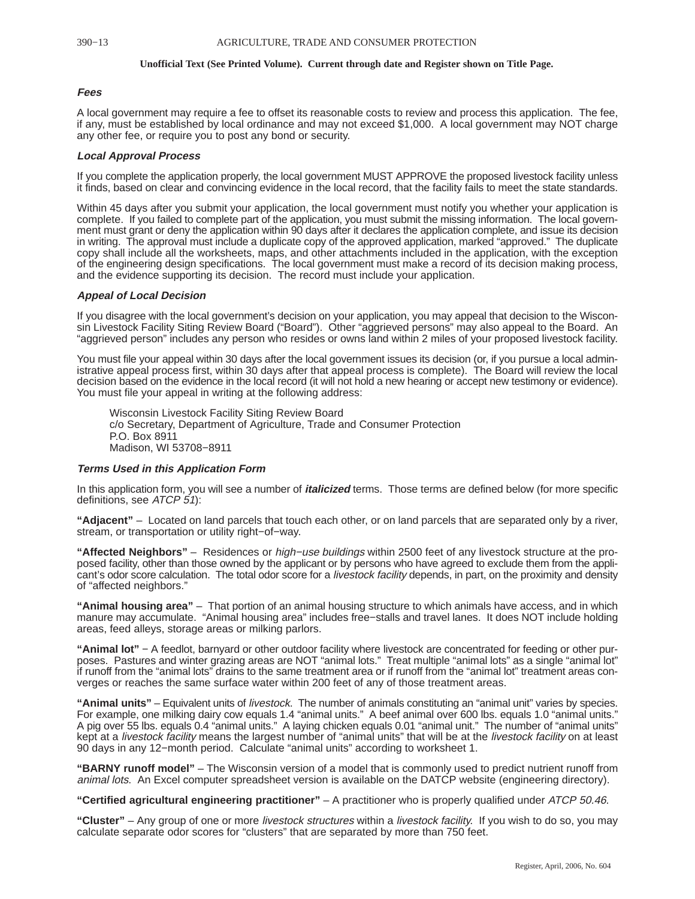**Fees**

A local government may require a fee to offset its reasonable costs to review and process this application. The fee, if any, must be established by local ordinance and may not exceed $1,000. A local government may NOT charge any other fee, or require you to post any bond or security.

**Local Approval Process**

If you complete the application properly, the local government MUST APPROVE the proposed livestock facility unless it finds, based on clear and convincing evidence in the local record, that the facility fails to meet the state standards.

Within 45 days after you submit your application, the local government must notify you whether your application is complete. If you failed to complete part of the application, you must submit the missing information. The local government must grant or deny the application within 90 days after it declares the application complete, and issue its decision in writing. The approval must include a duplicate copy of the approved application, marked "approved." The duplicate copy shall include all the worksheets, maps, and other attachments included in the application, with the exception of the engineering design specifications. The local government must make a record of its decision making process, and the evidence supporting its decision. The record must include your application.

**Appeal of Local Decision**

If you disagree with the local government's decision on your application, you may appeal that decision to the Wisconsin Livestock Facility Siting Review Board ("Board"). Other "aggrieved persons" may also appeal to the Board. An "aggrieved person" includes any person who resides or owns land within 2 miles of your proposed livestock facility.

You must file your appeal within 30 days after the local government issues its decision (or, if you pursue a local administrative appeal process first, within 30 days after that appeal process is complete). The Board will review the local decision based on the evidence in the local record (it will not hold a new hearing or accept new testimony or evidence). You must file your appeal in writing at the following address:

Wisconsin Livestock Facility Siting Review Board
c/o Secretary, Department of Agriculture, Trade and Consumer Protection
P.O. Box 8911
Madison, WI 53708−8911

**Terms Used in this Application Form**

In this application form, you will see a number of ***italicized*** terms. Those terms are defined below (for more specific definitions, see *ATCP 51*):

**"Adjacent"** – Located on land parcels that touch each other, or on land parcels that are separated only by a river, stream, or transportation or utility right−of−way.

**"Affected Neighbors"** – Residences or *high−use buildings* within 2500 feet of any livestock structure at the proposed facility, other than those owned by the applicant or by persons who have agreed to exclude them from the applicant's odor score calculation. The total odor score for a *livestock facility* depends, in part, on the proximity and density of "affected neighbors."

**"Animal housing area"** – That portion of an animal housing structure to which animals have access, and in which manure may accumulate. "Animal housing area" includes free−stalls and travel lanes. It does NOT include holding areas, feed alleys, storage areas or milking parlors.

**"Animal lot"** − A feedlot, barnyard or other outdoor facility where livestock are concentrated for feeding or other purposes. Pastures and winter grazing areas are NOT "animal lots." Treat multiple "animal lots" as a single "animal lot" if runoff from the "animal lots" drains to the same treatment area or if runoff from the "animal lot" treatment areas converges or reaches the same surface water within 200 feet of any of those treatment areas.

**"Animal units"** – Equivalent units of *livestock.* The number of animals constituting an "animal unit" varies by species. For example, one milking dairy cow equals 1.4 "animal units." A beef animal over 600 lbs. equals 1.0 "animal units." A pig over 55 lbs. equals 0.4 "animal units." A laying chicken equals 0.01 "animal unit." The number of "animal units" kept at a *livestock facility* means the largest number of "animal units" that will be at the *livestock facility* on at least 90 days in any 12−month period. Calculate "animal units" according to worksheet 1.

**"BARNY runoff model"** – The Wisconsin version of a model that is commonly used to predict nutrient runoff from *animal lots.* An Excel computer spreadsheet version is available on the DATCP website (engineering directory).

**"Certified agricultural engineering practitioner"** – A practitioner who is properly qualified under *ATCP 50.46.*

**"Cluster"** – Any group of one or more *livestock structures* within a *livestock facility.* If you wish to do so, you may calculate separate odor scores for "clusters" that are separated by more than 750 feet.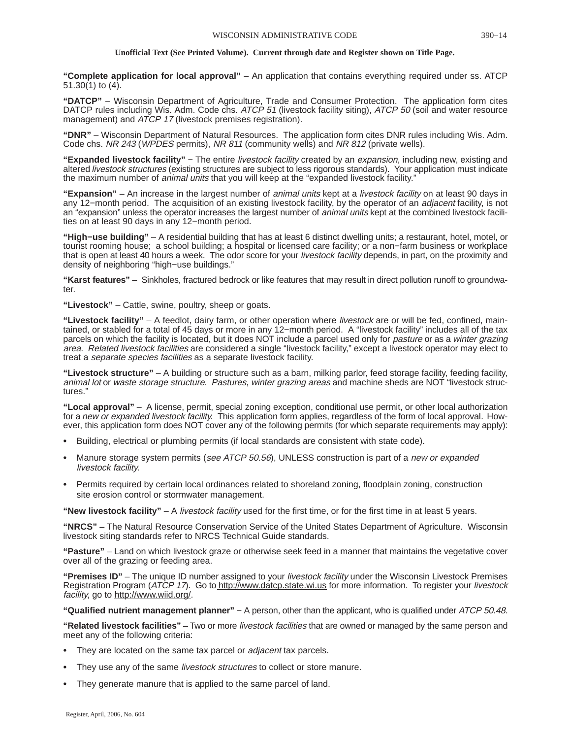**"Complete application for local approval"** – An application that contains everything required under ss. ATCP 51.30(1) to (4).

**"DATCP"** – Wisconsin Department of Agriculture, Trade and Consumer Protection. The application form cites DATCP rules including Wis. Adm. Code chs. *ATCP 51* (livestock facility siting), *ATCP 50* (soil and water resource management) and *ATCP 17* (livestock premises registration).

**"DNR"** – Wisconsin Department of Natural Resources. The application form cites DNR rules including Wis. Adm. Code chs. *NR 243* (*WPDES* permits), *NR 811* (community wells) and *NR 812* (private wells).

**"Expanded livestock facility"** − The entire *livestock facility* created by an *expansion*, including new, existing and altered *livestock structures* (existing structures are subject to less rigorous standards). Your application must indicate the maximum number of *animal units* that you will keep at the "expanded livestock facility."

**"Expansion"** – An increase in the largest number of *animal units* kept at a *livestock facility* on at least 90 days in any 12−month period. The acquisition of an existing livestock facility, by the operator of an *adjacent* facility, is not an "expansion" unless the operator increases the largest number of *animal units* kept at the combined livestock facilities on at least 90 days in any 12−month period.

**"High−use building"** – A residential building that has at least 6 distinct dwelling units; a restaurant, hotel, motel, or tourist rooming house; a school building; a hospital or licensed care facility; or a non−farm business or workplace that is open at least 40 hours a week. The odor score for your *livestock facility* depends, in part, on the proximity and density of neighboring "high−use buildings."

**"Karst features"** – Sinkholes, fractured bedrock or like features that may result in direct pollution runoff to groundwater.

**"Livestock"** – Cattle, swine, poultry, sheep or goats.

**"Livestock facility"** – A feedlot, dairy farm, or other operation where *livestock* are or will be fed, confined, maintained, or stabled for a total of 45 days or more in any 12−month period. A "livestock facility" includes all of the tax parcels on which the facility is located, but it does NOT include a parcel used only for *pasture* or as a *winter grazing area*. *Related livestock facilities* are considered a single "livestock facility," except a livestock operator may elect to treat a *separate species facilities* as a separate livestock facility.

**"Livestock structure"** – A building or structure such as a barn, milking parlor, feed storage facility, feeding facility, *animal lot* or *waste storage structure*. *Pastures*, *winter grazing areas* and machine sheds are NOT "livestock structures."

**"Local approval"** – A license, permit, special zoning exception, conditional use permit, or other local authorization for a *new or expanded livestock facility*. This application form applies, regardless of the form of local approval. However, this application form does NOT cover any of the following permits (for which separate requirements may apply):

- Building, electrical or plumbing permits (if local standards are consistent with state code).
- Manure storage system permits (*see ATCP 50.56*), UNLESS construction is part of a *new or expanded livestock facility*.
- Permits required by certain local ordinances related to shoreland zoning, floodplain zoning, construction site erosion control or stormwater management.

**"New livestock facility"** – A *livestock facility* used for the first time, or for the first time in at least 5 years.

**"NRCS"** – The Natural Resource Conservation Service of the United States Department of Agriculture. Wisconsin livestock siting standards refer to NRCS Technical Guide standards.

**"Pasture"** – Land on which livestock graze or otherwise seek feed in a manner that maintains the vegetative cover over all of the grazing or feeding area.

**"Premises ID"** – The unique ID number assigned to your *livestock facility* under the Wisconsin Livestock Premises Registration Program (*ATCP 17*). Go to http://www.datcp.state.wi.us for more information. To register your *livestock facility*, go to http://www.wiid.org/.

**"Qualified nutrient management planner"** − A person, other than the applicant, who is qualified under *ATCP 50.48.*

**"Related livestock facilities"** – Two or more *livestock facilities* that are owned or managed by the same person and meet any of the following criteria:

- They are located on the same tax parcel or *adjacent* tax parcels.
- They use any of the same *livestock structures* to collect or store manure.
- They generate manure that is applied to the same parcel of land.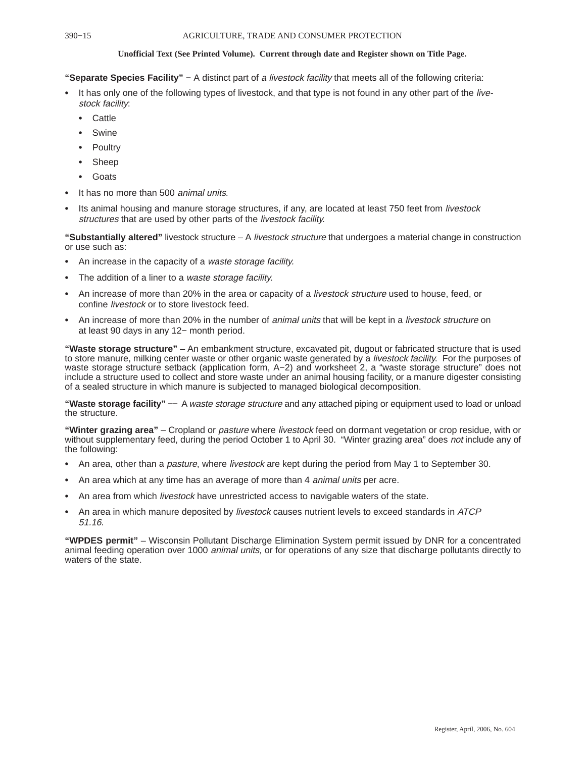**"Separate Species Facility"** − A distinct part of *a livestock facility* that meets all of the following criteria:

- It has only one of the following types of livestock, and that type is not found in any other part of the *livestock facility*:
  - Cattle
  - Swine
  - Poultry
  - Sheep
  - Goats
- It has no more than 500 *animal units*.
- Its animal housing and manure storage structures, if any, are located at least 750 feet from *livestock structures* that are used by other parts of the *livestock facility*.

**"Substantially altered"** livestock structure – A *livestock structure* that undergoes a material change in construction or use such as:

- An increase in the capacity of a *waste storage facility.*
- The addition of a liner to a *waste storage facility.*
- An increase of more than 20% in the area or capacity of a *livestock structure* used to house, feed, or confine *livestock* or to store livestock feed.
- An increase of more than 20% in the number of *animal units* that will be kept in a *livestock structure* on at least 90 days in any 12− month period.

**"Waste storage structure"** – An embankment structure, excavated pit, dugout or fabricated structure that is used to store manure, milking center waste or other organic waste generated by a *livestock facility*. For the purposes of waste storage structure setback (application form, A−2) and worksheet 2, a "waste storage structure" does not include a structure used to collect and store waste under an animal housing facility, or a manure digester consisting of a sealed structure in which manure is subjected to managed biological decomposition.

**"Waste storage facility"** –– A *waste storage structure* and any attached piping or equipment used to load or unload the structure.

**"Winter grazing area"** – Cropland or *pasture* where *livestock* feed on dormant vegetation or crop residue, with or without supplementary feed, during the period October 1 to April 30. "Winter grazing area" does *not* include any of the following:

- An area, other than a *pasture*, where *livestock* are kept during the period from May 1 to September 30.
- An area which at any time has an average of more than 4 *animal units* per acre.
- An area from which *livestock* have unrestricted access to navigable waters of the state.
- An area in which manure deposited by *livestock* causes nutrient levels to exceed standards in *ATCP 51.16*.

**"WPDES permit"** – Wisconsin Pollutant Discharge Elimination System permit issued by DNR for a concentrated animal feeding operation over 1000 *animal units,* or for operations of any size that discharge pollutants directly to waters of the state.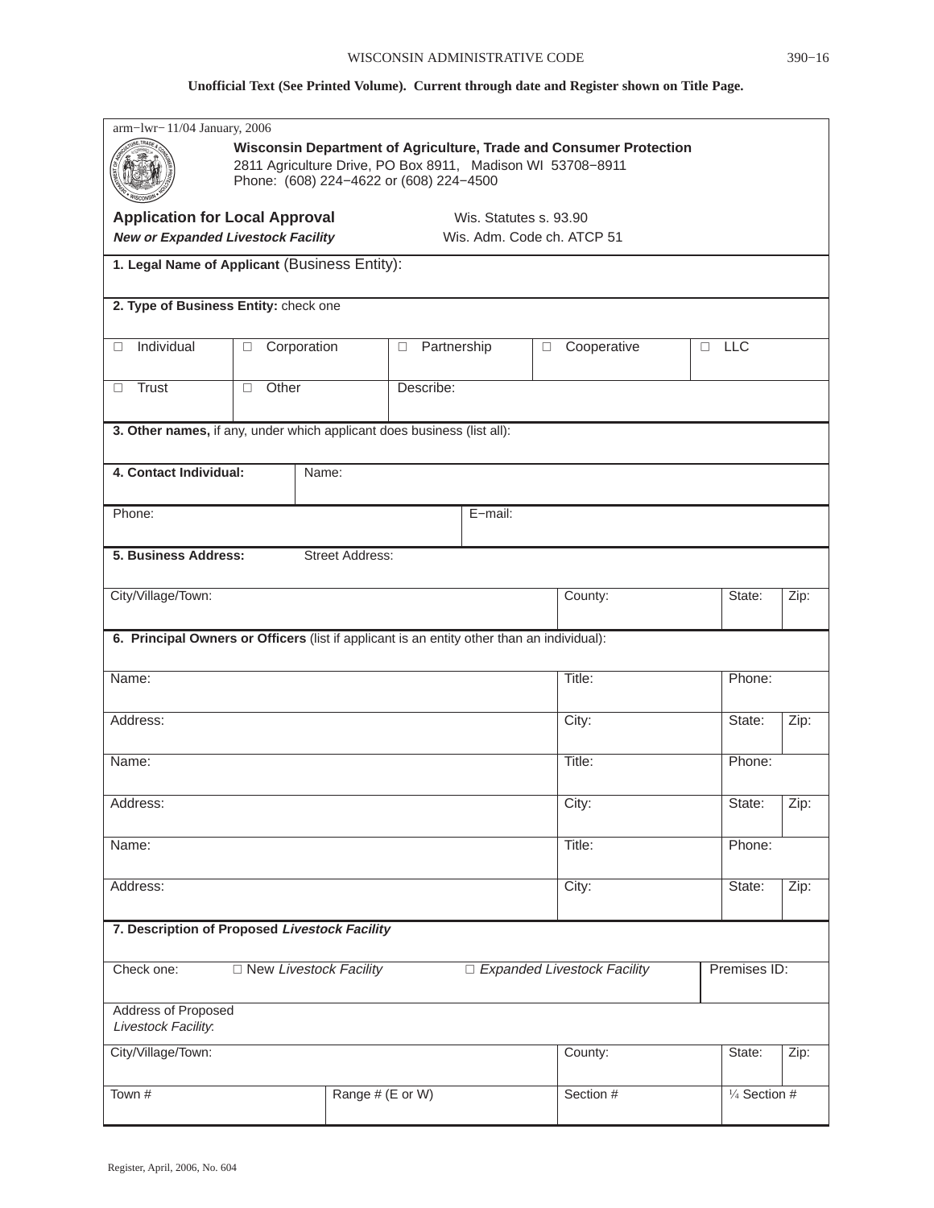**Unofficial Text (See Printed Volume). Current through date and Register shown on Title Page.**

arm−lwr− 11/04 January, 2006

**Wisconsin Department of Agriculture, Trade and Consumer Protection**
2811 Agriculture Drive, PO Box 8911, Madison WI 53708−8911
Phone: (608) 224−4622 or (608) 224−4500

**Application for Local Approval** — Wis. Statutes s. 93.90

***New or Expanded Livestock Facility*** — Wis. Adm. Code ch. ATCP 51

| **1. Legal Name of Applicant** (Business Entity): | | | | |
|---|---|---|---|---|
| **2. Type of Business Entity:** check one | | | | |
| □ Individual | □ Corporation | □ Partnership | □ Cooperative | □ LLC |
| □ Trust | □ Other | Describe: | | |
| **3. Other names,** if any, under which applicant does business (list all): | | | | |

| **4. Contact Individual:** | Name: |
|---|---|
| Phone: | E−mail: |

| **5. Business Address:** Street Address: | | | |
|---|---|---|---|
| City/Village/Town: | County: | State: | Zip: |

| **6. Principal Owners or Officers** (list if applicant is an entity other than an individual): | | | |
|---|---|---|---|
| Name: | Title: | Phone: | |
| Address: | City: | State: | Zip: |
| Name: | Title: | Phone: | |
| Address: | City: | State: | Zip: |
| Name: | Title: | Phone: | |
| Address: | City: | State: | Zip: |

| **7. Description of Proposed *Livestock Facility*** | | | |
|---|---|---|---|
| Check one: □ New *Livestock Facility* | □ *Expanded Livestock Facility* | Premises ID: | |
| Address of Proposed *Livestock Facility*: | | | |
| City/Village/Town: | County: | State: | Zip: |
| Town # | Range # (E or W) | Section # | ¼ Section # |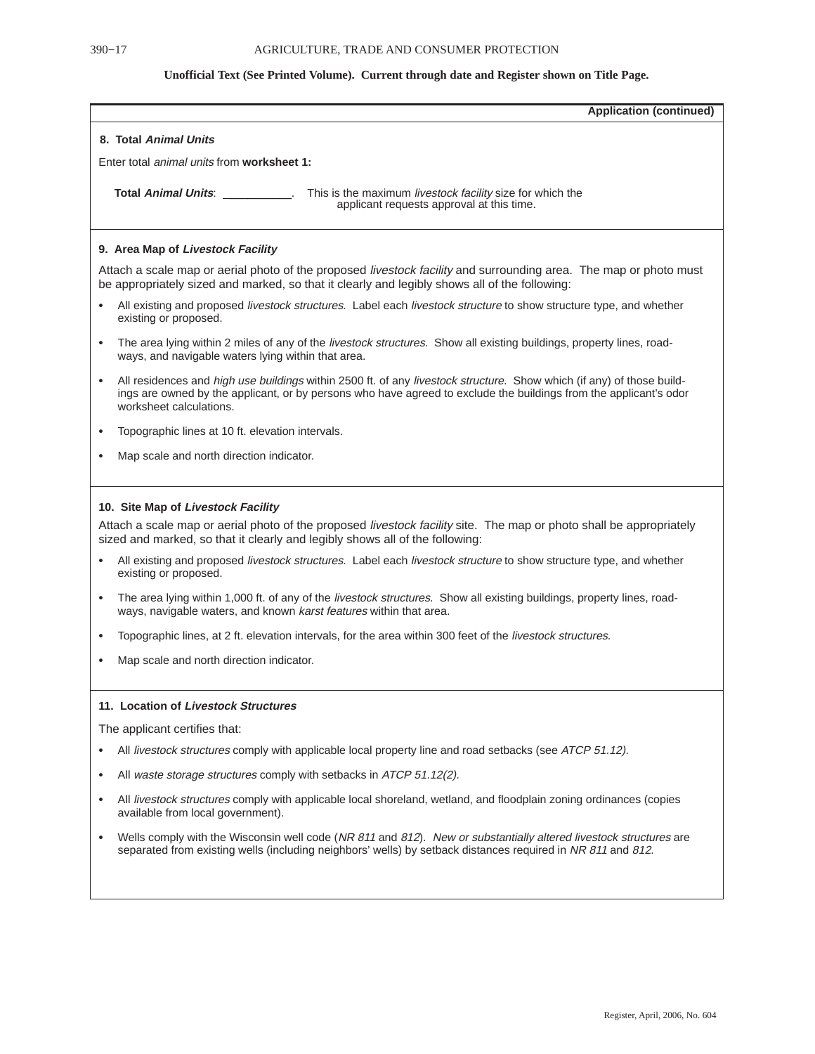**Application (continued)**

### 8. Total *Animal Units*

Enter total *animal units* from **worksheet 1:**

**Total *Animal Units***: \_\_\_\_\_\_\_\_\_\_\_. This is the maximum *livestock facility* size for which the applicant requests approval at this time.

### 9. Area Map of *Livestock Facility*

Attach a scale map or aerial photo of the proposed *livestock facility* and surrounding area. The map or photo must be appropriately sized and marked, so that it clearly and legibly shows all of the following:

- All existing and proposed *livestock structures*. Label each *livestock structure* to show structure type, and whether existing or proposed.
- The area lying within 2 miles of any of the *livestock structures*. Show all existing buildings, property lines, roadways, and navigable waters lying within that area.
- All residences and *high use buildings* within 2500 ft. of any *livestock structure*. Show which (if any) of those buildings are owned by the applicant, or by persons who have agreed to exclude the buildings from the applicant's odor worksheet calculations.
- Topographic lines at 10 ft. elevation intervals.
- Map scale and north direction indicator.

### 10. Site Map of *Livestock Facility*

Attach a scale map or aerial photo of the proposed *livestock facility* site. The map or photo shall be appropriately sized and marked, so that it clearly and legibly shows all of the following:

- All existing and proposed *livestock structures*. Label each *livestock structure* to show structure type, and whether existing or proposed.
- The area lying within 1,000 ft. of any of the *livestock structures*. Show all existing buildings, property lines, roadways, navigable waters, and known *karst features* within that area.
- Topographic lines, at 2 ft. elevation intervals, for the area within 300 feet of the *livestock structures*.
- Map scale and north direction indicator.

### 11. Location of *Livestock Structures*

The applicant certifies that:

- All *livestock structures* comply with applicable local property line and road setbacks (see *ATCP 51.12).*
- All *waste storage structures* comply with setbacks in *ATCP 51.12(2).*
- All *livestock structures* comply with applicable local shoreland, wetland, and floodplain zoning ordinances (copies available from local government).
- Wells comply with the Wisconsin well code (*NR 811* and *812*). *New or substantially altered livestock structures* are separated from existing wells (including neighbors' wells) by setback distances required in *NR 811* and *812*.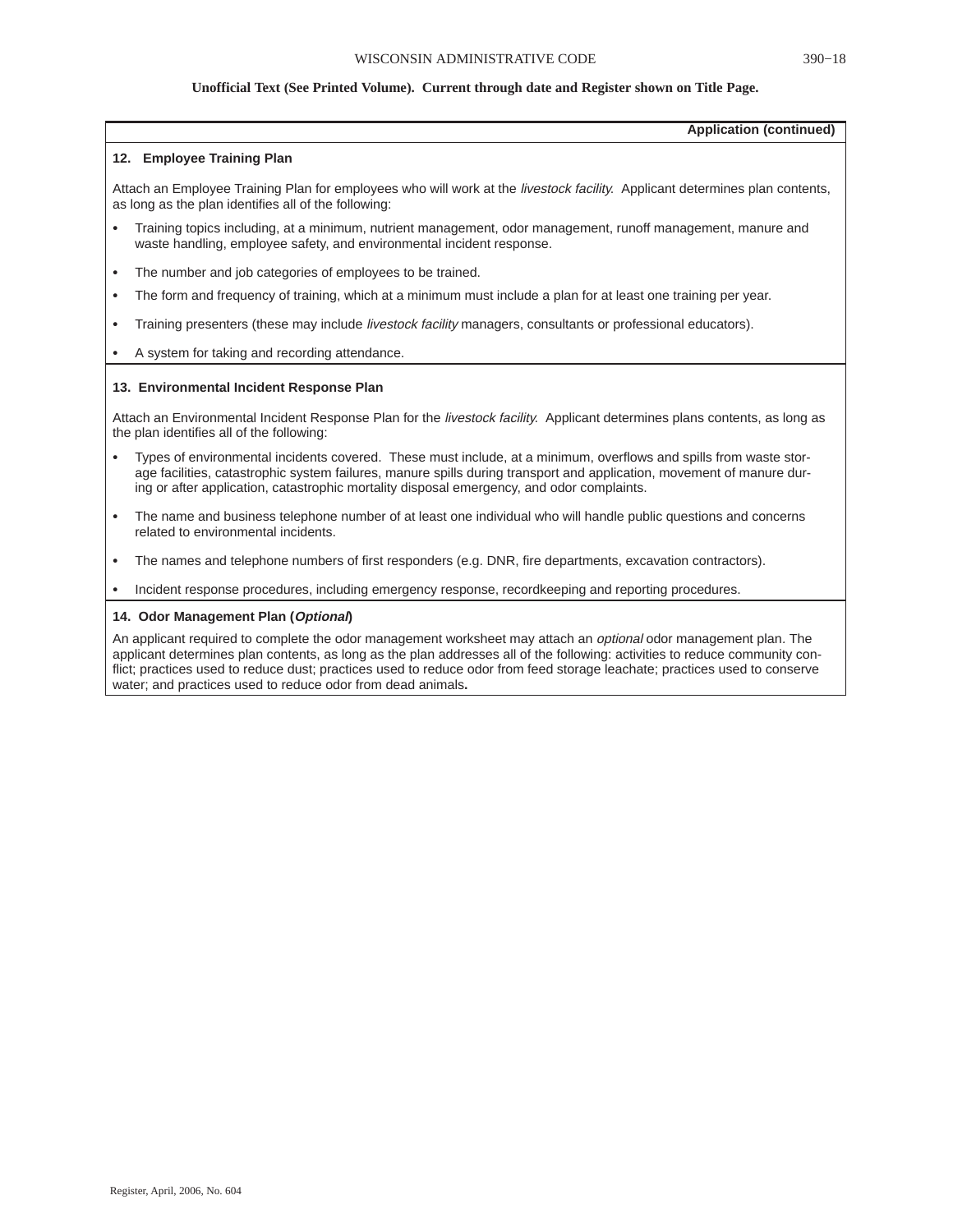**Application (continued)**

**12. Employee Training Plan**

Attach an Employee Training Plan for employees who will work at the *livestock facility*. Applicant determines plan contents, as long as the plan identifies all of the following:

- Training topics including, at a minimum, nutrient management, odor management, runoff management, manure and waste handling, employee safety, and environmental incident response.
- The number and job categories of employees to be trained.
- The form and frequency of training, which at a minimum must include a plan for at least one training per year.
- Training presenters (these may include *livestock facility* managers, consultants or professional educators).
- A system for taking and recording attendance.

**13. Environmental Incident Response Plan**

Attach an Environmental Incident Response Plan for the *livestock facility*. Applicant determines plans contents, as long as the plan identifies all of the following:

- Types of environmental incidents covered. These must include, at a minimum, overflows and spills from waste storage facilities, catastrophic system failures, manure spills during transport and application, movement of manure during or after application, catastrophic mortality disposal emergency, and odor complaints.
- The name and business telephone number of at least one individual who will handle public questions and concerns related to environmental incidents.
- The names and telephone numbers of first responders (e.g. DNR, fire departments, excavation contractors).
- Incident response procedures, including emergency response, recordkeeping and reporting procedures.

**14. Odor Management Plan (*Optional*)**

An applicant required to complete the odor management worksheet may attach an *optional* odor management plan. The applicant determines plan contents, as long as the plan addresses all of the following: activities to reduce community conflict; practices used to reduce dust; practices used to reduce odor from feed storage leachate; practices used to conserve water; and practices used to reduce odor from dead animals**.**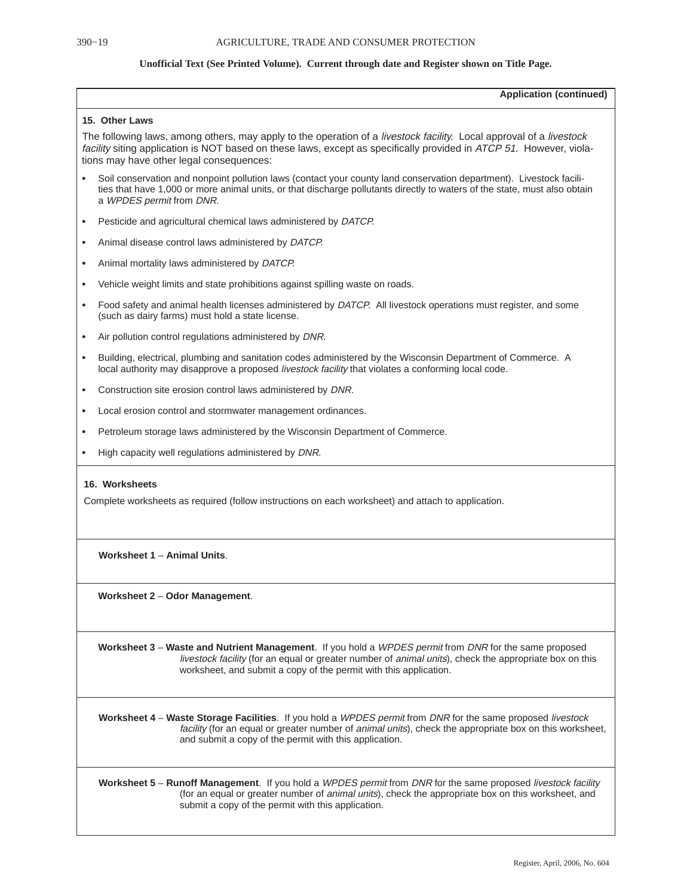**Application (continued)**

**15. Other Laws**

The following laws, among others, may apply to the operation of a *livestock facility*. Local approval of a *livestock facility* siting application is NOT based on these laws, except as specifically provided in *ATCP 51*. However, violations may have other legal consequences:

- Soil conservation and nonpoint pollution laws (contact your county land conservation department). Livestock facilities that have 1,000 or more animal units, or that discharge pollutants directly to waters of the state, must also obtain a *WPDES permit* from *DNR*.
- Pesticide and agricultural chemical laws administered by *DATCP*.
- Animal disease control laws administered by *DATCP*.
- Animal mortality laws administered by *DATCP*.
- Vehicle weight limits and state prohibitions against spilling waste on roads.
- Food safety and animal health licenses administered by *DATCP*. All livestock operations must register, and some (such as dairy farms) must hold a state license.
- Air pollution control regulations administered by *DNR*.
- Building, electrical, plumbing and sanitation codes administered by the Wisconsin Department of Commerce. A local authority may disapprove a proposed *livestock facility* that violates a conforming local code.
- Construction site erosion control laws administered by *DNR*.
- Local erosion control and stormwater management ordinances.
- Petroleum storage laws administered by the Wisconsin Department of Commerce.
- High capacity well regulations administered by *DNR*.

**16. Worksheets**

Complete worksheets as required (follow instructions on each worksheet) and attach to application.

**Worksheet 1** – **Animal Units**.

**Worksheet 2** – **Odor Management**.

**Worksheet 3** – **Waste and Nutrient Management**. If you hold a *WPDES permit* from *DNR* for the same proposed *livestock facility* (for an equal or greater number of *animal units*), check the appropriate box on this worksheet, and submit a copy of the permit with this application.

**Worksheet 4** – **Waste Storage Facilities**. If you hold a *WPDES permit* from *DNR* for the same proposed *livestock facility* (for an equal or greater number of *animal units*), check the appropriate box on this worksheet, and submit a copy of the permit with this application.

**Worksheet 5** – **Runoff Management**. If you hold a *WPDES permit* from *DNR* for the same proposed *livestock facility* (for an equal or greater number of *animal units*), check the appropriate box on this worksheet, and submit a copy of the permit with this application.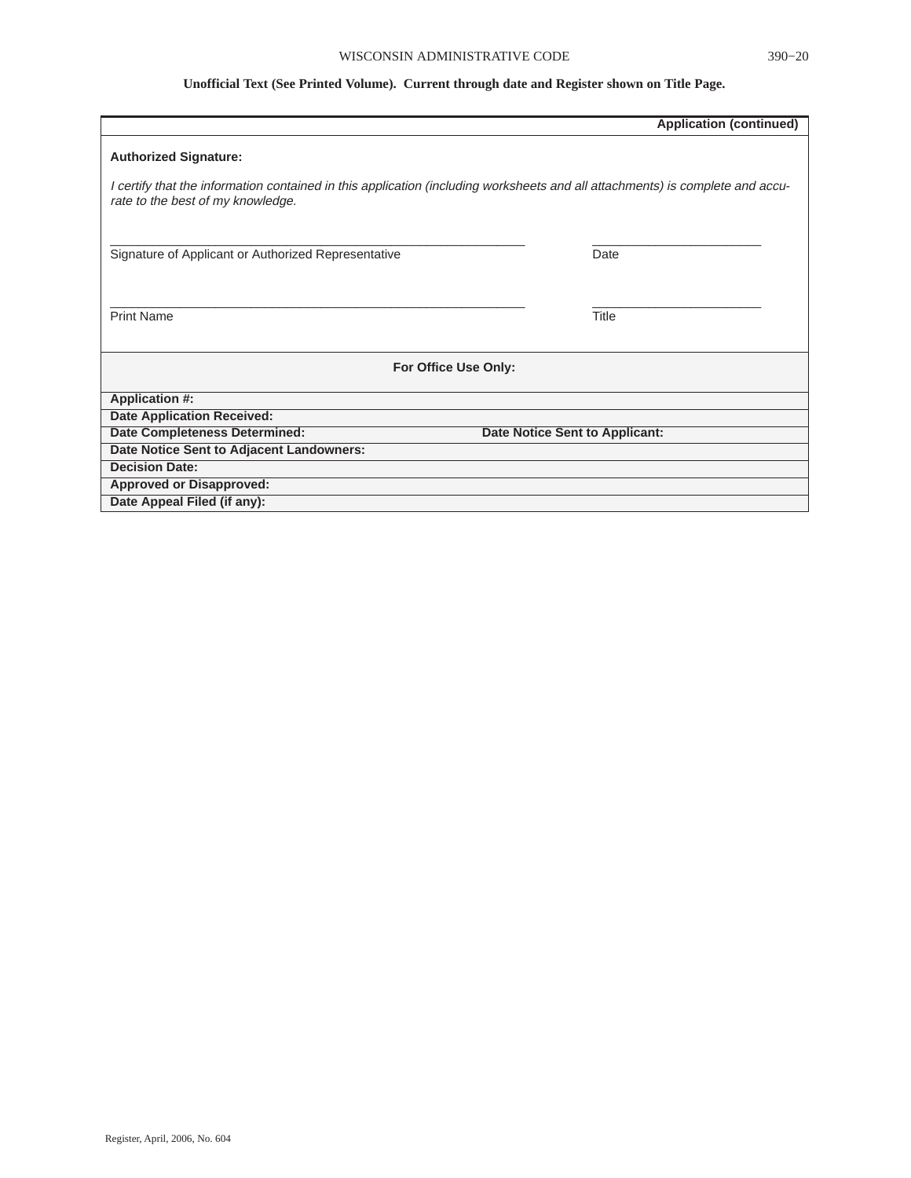**Unofficial Text (See Printed Volume). Current through date and Register shown on Title Page.**

**Application (continued)**

**Authorized Signature:**

*I certify that the information contained in this application (including worksheets and all attachments) is complete and accurate to the best of my knowledge.*

\_\_\_\_\_\_\_\_\_\_\_\_\_\_\_\_\_\_\_\_\_\_\_\_\_\_\_\_\_\_\_\_\_\_\_\_\_\_\_\_\_\_\_\_\_\_\_\_ \_\_\_\_\_\_\_\_\_\_\_\_\_\_\_\_\_\_\_\_\_\_\_
Signature of Applicant or Authorized Representative Date

\_\_\_\_\_\_\_\_\_\_\_\_\_\_\_\_\_\_\_\_\_\_\_\_\_\_\_\_\_\_\_\_\_\_\_\_\_\_\_\_\_\_\_\_\_\_\_\_ \_\_\_\_\_\_\_\_\_\_\_\_\_\_\_\_\_\_\_\_\_\_\_
Print Name Title

| For Office Use Only: | |
|---|---|
| **Application #:** | |
| **Date Application Received:** | |
| **Date Completeness Determined:** | **Date Notice Sent to Applicant:** |
| **Date Notice Sent to Adjacent Landowners:** | |
| **Decision Date:** | |
| **Approved or Disapproved:** | |
| **Date Appeal Filed (if any):** | |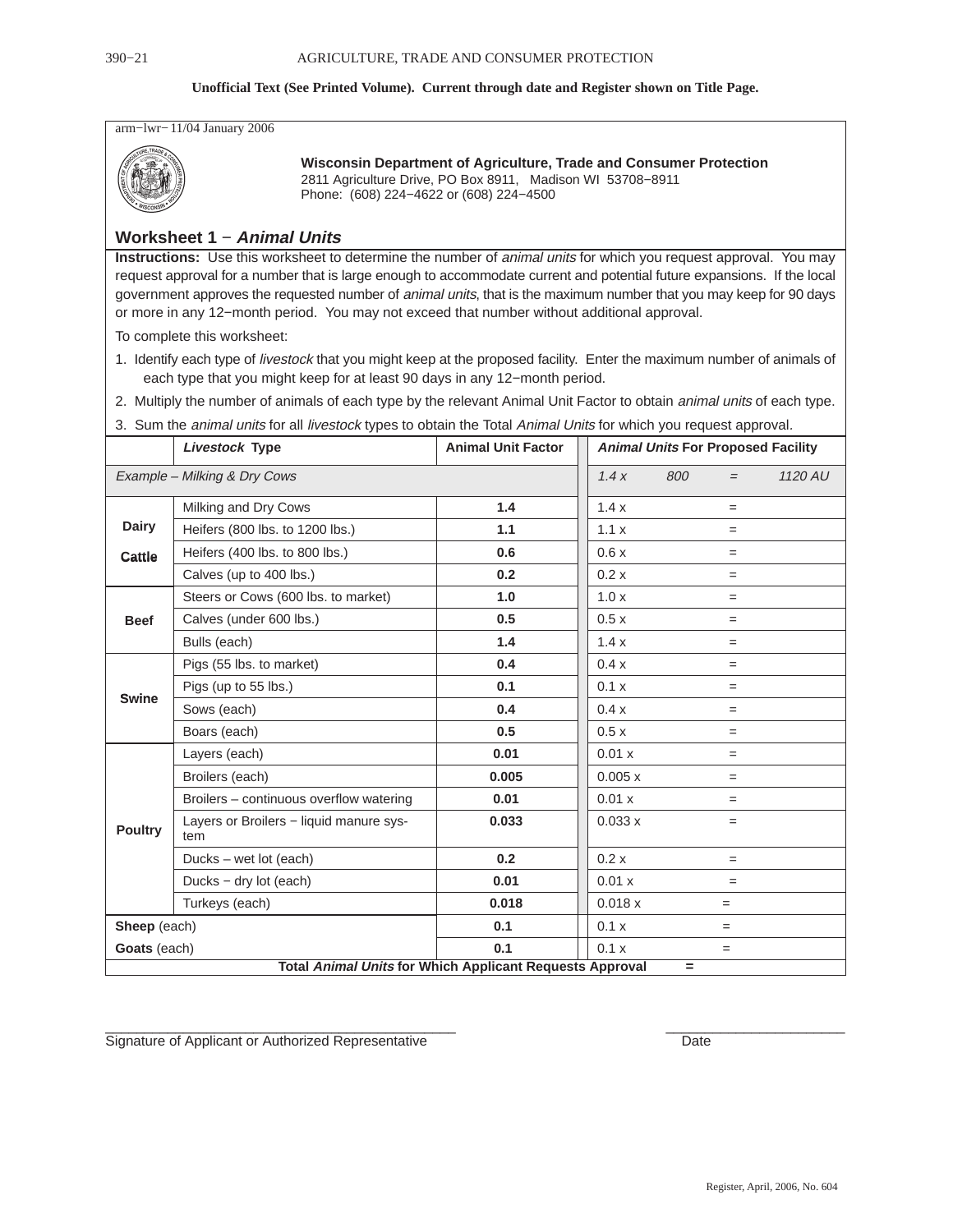arm−lwr− 11/04 January 2006

**Wisconsin Department of Agriculture, Trade and Consumer Protection**
2811 Agriculture Drive, PO Box 8911, Madison WI 53708−8911
Phone: (608) 224−4622 or (608) 224−4500

## Worksheet 1 − *Animal Units*

**Instructions:** Use this worksheet to determine the number of *animal units* for which you request approval. You may request approval for a number that is large enough to accommodate current and potential future expansions. If the local government approves the requested number of *animal units*, that is the maximum number that you may keep for 90 days or more in any 12−month period. You may not exceed that number without additional approval.

To complete this worksheet:

1. Identify each type of *livestock* that you might keep at the proposed facility. Enter the maximum number of animals of each type that you might keep for at least 90 days in any 12−month period.
2. Multiply the number of animals of each type by the relevant Animal Unit Factor to obtain *animal units* of each type.
3. Sum the *animal units* for all *livestock* types to obtain the Total *Animal Units* for which you request approval.

| | *Livestock* Type | Animal Unit Factor | *Animal Units* For Proposed Facility |
|---|---|---|---|
| *Example – Milking & Dry Cows* | | | *1.4 x 800 = 1120 AU* |
| **Dairy Cattle** | Milking and Dry Cows | **1.4** | 1.4 x = |
| | Heifers (800 lbs. to 1200 lbs.) | **1.1** | 1.1 x = |
| | Heifers (400 lbs. to 800 lbs.) | **0.6** | 0.6 x = |
| | Calves (up to 400 lbs.) | **0.2** | 0.2 x = |
| **Beef** | Steers or Cows (600 lbs. to market) | **1.0** | 1.0 x = |
| | Calves (under 600 lbs.) | **0.5** | 0.5 x = |
| | Bulls (each) | **1.4** | 1.4 x = |
| **Swine** | Pigs (55 lbs. to market) | **0.4** | 0.4 x = |
| | Pigs (up to 55 lbs.) | **0.1** | 0.1 x = |
| | Sows (each) | **0.4** | 0.4 x = |
| | Boars (each) | **0.5** | 0.5 x = |
| **Poultry** | Layers (each) | **0.01** | 0.01 x = |
| | Broilers (each) | **0.005** | 0.005 x = |
| | Broilers – continuous overflow watering | **0.01** | 0.01 x = |
| | Layers or Broilers − liquid manure system | **0.033** | 0.033 x = |
| | Ducks – wet lot (each) | **0.2** | 0.2 x = |
| | Ducks − dry lot (each) | **0.01** | 0.01 x = |
| | Turkeys (each) | **0.018** | 0.018 x = |
| **Sheep** (each) | | **0.1** | 0.1 x = |
| **Goats** (each) | | **0.1** | 0.1 x = |
| **Total *Animal Units* for Which Applicant Requests Approval** | | | **=** |

\_\_\_\_\_\_\_\_\_\_\_\_\_\_\_\_\_\_\_\_\_\_\_\_\_\_\_\_\_\_\_\_\_\_\_\_\_\_\_\_\_\_\_\_ \_\_\_\_\_\_\_\_\_\_\_\_\_\_\_\_\_\_\_\_\_\_\_\_
Signature of Applicant or Authorized Representative Date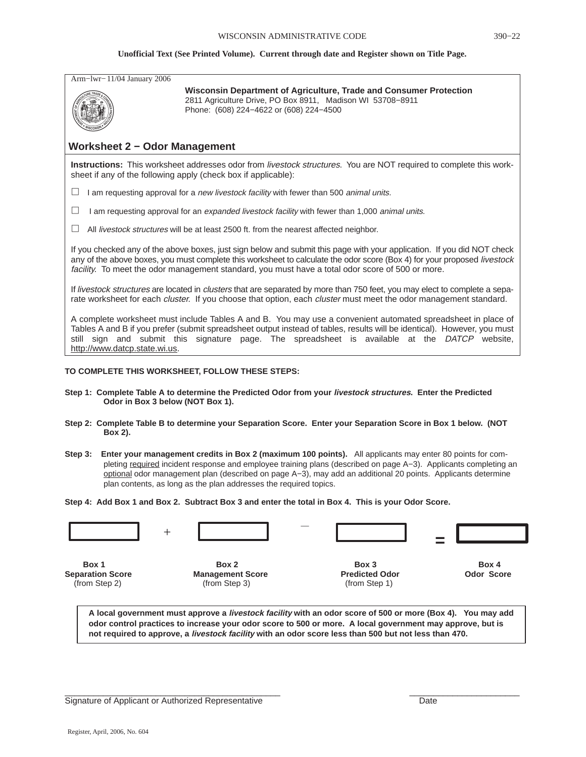Unofficial Text (See Printed Volume). Current through date and Register shown on Title Page.

Arm−lwr− 11/04 January 2006

**Wisconsin Department of Agriculture, Trade and Consumer Protection**
2811 Agriculture Drive, PO Box 8911, Madison WI 53708−8911
Phone: (608) 224−4622 or (608) 224−4500

## Worksheet 2 − Odor Management

**Instructions:** This worksheet addresses odor from *livestock structures*. You are NOT required to complete this worksheet if any of the following apply (check box if applicable):

☐ I am requesting approval for a *new livestock facility* with fewer than 500 *animal units.*

☐ I am requesting approval for an *expanded livestock facility* with fewer than 1,000 *animal units.*

☐ All *livestock structures* will be at least 2500 ft. from the nearest affected neighbor.

If you checked any of the above boxes, just sign below and submit this page with your application. If you did NOT check any of the above boxes, you must complete this worksheet to calculate the odor score (Box 4) for your proposed *livestock facility.* To meet the odor management standard, you must have a total odor score of 500 or more.

If *livestock structures* are located in *clusters* that are separated by more than 750 feet, you may elect to complete a separate worksheet for each *cluster.* If you choose that option, each *cluster* must meet the odor management standard.

A complete worksheet must include Tables A and B. You may use a convenient automated spreadsheet in place of Tables A and B if you prefer (submit spreadsheet output instead of tables, results will be identical). However, you must still sign and submit this signature page. The spreadsheet is available at the *DATCP* website, http://www.datcp.state.wi.us.

**TO COMPLETE THIS WORKSHEET, FOLLOW THESE STEPS:**

**Step 1: Complete Table A to determine the Predicted Odor from your *livestock structures*. Enter the Predicted Odor in Box 3 below (NOT Box 1).**

**Step 2: Complete Table B to determine your Separation Score. Enter your Separation Score in Box 1 below. (NOT Box 2).**

**Step 3: Enter your management credits in Box 2 (maximum 100 points).** All applicants may enter 80 points for completing required incident response and employee training plans (described on page A−3). Applicants completing an optional odor management plan (described on page A−3), may add an additional 20 points. Applicants determine plan contents, as long as the plan addresses the required topics.

**Step 4: Add Box 1 and Box 2. Subtract Box 3 and enter the total in Box 4. This is your Odor Score.**

| | + | | − | | = | |
|---|---|---|---|---|---|---|
| **Box 1**<br>**Separation Score**<br>(from Step 2) | | **Box 2**<br>**Management Score**<br>(from Step 3) | | **Box 3**<br>**Predicted Odor**<br>(from Step 1) | | **Box 4**<br>**Odor Score** |

**A local government must approve a *livestock facility* with an odor score of 500 or more (Box 4). You may add odor control practices to increase your odor score to 500 or more. A local government may approve, but is not required to approve, a *livestock facility* with an odor score less than 500 but not less than 470.**

\_\_\_\_\_\_\_\_\_\_\_\_\_\_\_\_\_\_\_\_\_\_\_\_\_\_\_\_\_\_\_\_\_\_\_\_\_\_\_\_\_ \_\_\_\_\_\_\_\_\_\_\_\_\_\_\_\_\_\_\_\_\_\_\_\_
Signature of Applicant or Authorized Representative Date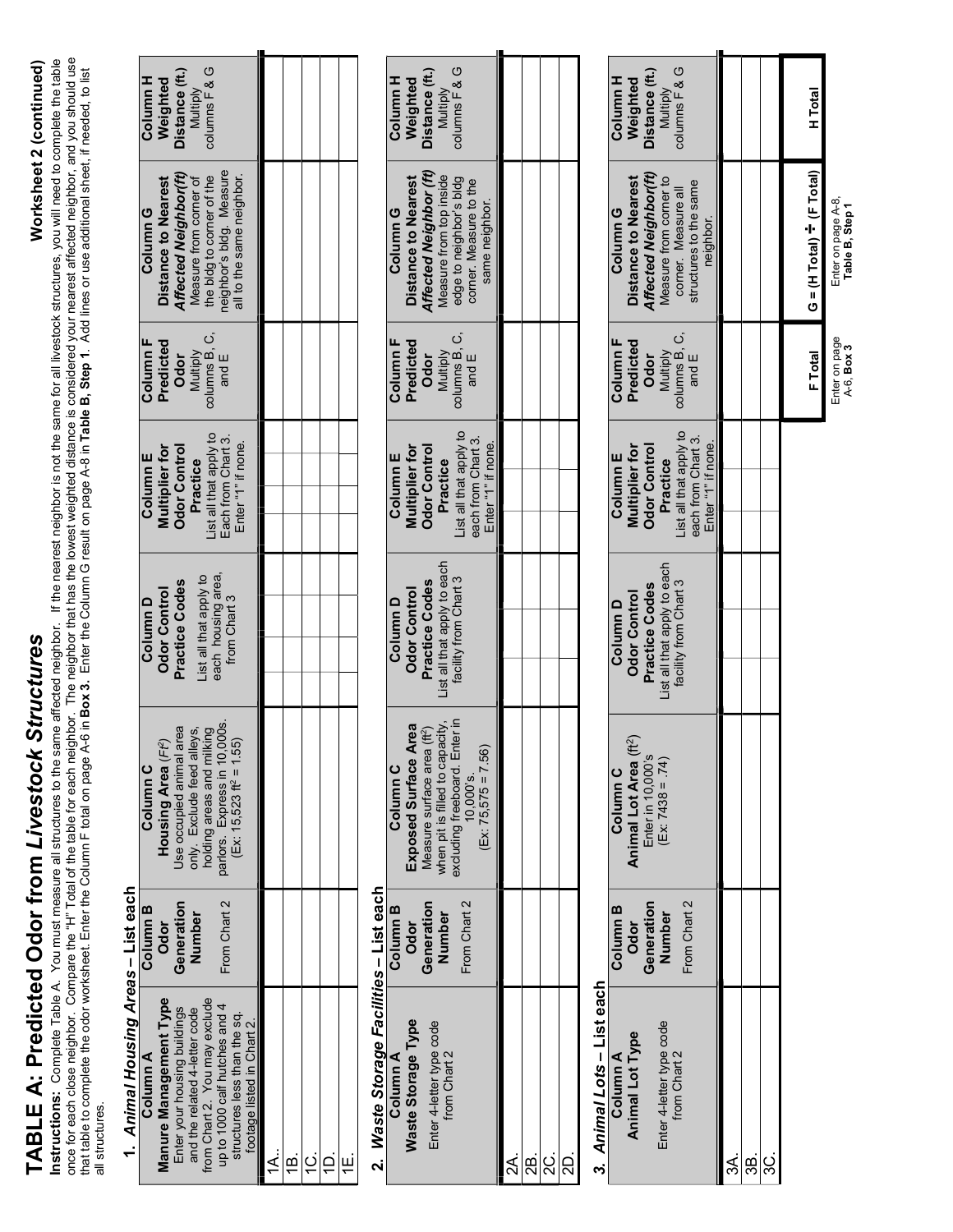# TABLE A: Predicted Odor from *Livestock Structures*

**Worksheet 2 (continued)**

**Instructions:** Complete Table A. You must measure all structures to the same affected neighbor. If the nearest neighbor is not the same for all livestock structures, you will need to complete the table once for each close neighbor. Compare the "H" Total of the table for each neighbor. The neighbor that has the lowest weighted distance is considered your nearest affected neighbor, and you should use that table to complete the odor worksheet. Enter the Column F total on page A-6 in **Box 3**. Enter the Column G result on page A-8 in **Table B, Step 1**. Add lines or use additional sheet, if needed, to list all structures.

## 1. *Animal Housing Areas* – List each

| **Column A** **Manure Management Type** Enter your housing buildings and the related 4-letter code from Chart 2. You may exclude up to 1000 calf hutches and 4 structures less than the sq. footage listed in Chart 2. | **Column B** **Odor Generation Number** From Chart 2 | **Column C** **Housing Area** (*Ft²*) Use occupied animal area only. Exclude feed alleys, holding areas and milking parlors. Express in 10,000s. (Ex: 15,523 ft² = 1.55) | **Column D** **Odor Control Practice Codes** List all that apply to each housing area, from Chart 3 | **Column E** **Multiplier for Odor Control Practice** List all that apply to Each from Chart 3. Enter "1" if none. | **Column F** **Predicted Odor** Multiply columns B, C, and E | **Column G** **Distance to Nearest** ***Affected Neighbor(ft)*** Measure from corner of the bldg to corner of the neighbor's bldg. Measure all to the same neighbor. | **Column H** **Weighted Distance (ft.)** Multiply columns F & G |
|---|---|---|---|---|---|---|---|
| 1A.. | | | | | | | |
| 1B. | | | | | | | |
| 1C. | | | | | | | |
| 1D. | | | | | | | |
| 1E. | | | | | | | |

## 2. *Waste Storage Facilities* – List each

| **Column A** **Waste Storage Type** Enter 4-letter type code from Chart 2 | **Column B** **Odor Generation Number** From Chart 2 | **Column C** **Exposed Surface Area** Measure surface area (ft²) when pit is filled to capacity, excluding freeboard. Enter in 10,000's. (Ex: 75,575 = 7.56) | **Column D** **Odor Control Practice Codes** List all that apply to each facility from Chart 3 | **Column E** **Multiplier for Odor Control Practice** List all that apply to each from Chart 3. Enter "1" if none. | **Column F** **Predicted Odor** Multiply columns B, C, and E | **Column G** **Distance to Nearest** ***Affected Neighbor (ft)*** Measure from top inside edge to neighbor's bldg corner. Measure to the same neighbor. | **Column H** **Weighted Distance (ft.)** Multiply columns F & G |
|---|---|---|---|---|---|---|---|
| 2A. | | | | | | | |
| 2B. | | | | | | | |
| 2C. | | | | | | | |
| 2D. | | | | | | | |

## 3. *Animal Lots* – List each

| **Column A** **Animal Lot Type** Enter 4-letter type code from Chart 2 | **Column B** **Odor Generation Number** From Chart 2 | **Column C** **Animal Lot Area** (ft²) Enter in 10,000's (Ex: 7438 = .74) | **Column D** **Odor Control Practice Codes** List all that apply to each facility from Chart 3 | **Column E** **Multiplier for Odor Control Practice** List all that apply to each from Chart 3. Enter "1" if none. | **Column F** **Predicted Odor** Multiply columns B, C, and E | **Column G** **Distance to Nearest** ***Affected Neighbor(ft)*** Measure from corner to corner. Measure all structures to the same neighbor. | **Column H** **Weighted Distance (ft.)** Multiply columns F & G |
|---|---|---|---|---|---|---|---|
| 3A. | | | | | | | |
| 3B. | | | | | | | |
| 3C. | | | | | | | |
| | | | | | **F Total** Enter on page A-6, **Box 3** | **G = (H Total) ÷ (F Total)** Enter on page A-8, **Table B, Step 1** | **H Total** |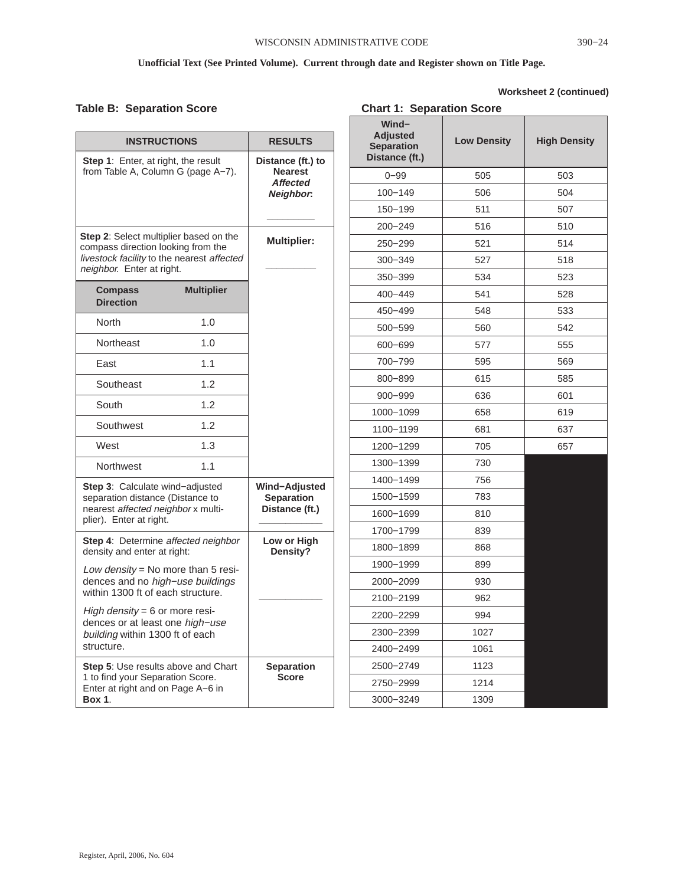**Unofficial Text (See Printed Volume). Current through date and Register shown on Title Page.**

**Worksheet 2 (continued)**

## Table B: Separation Score

| INSTRUCTIONS | | RESULTS |
|---|---|---|
| **Step 1**: Enter, at right, the result from Table A, Column G (page A−7). | | **Distance (ft.) to Nearest *Affected Neighbor*:** ________ |
| **Step 2**: Select multiplier based on the compass direction looking from the *livestock facility* to the nearest *affected neighbor*. Enter at right. | | **Multiplier:** ________ |
| **Compass Direction** | **Multiplier** | |
| North | 1.0 | |
| Northeast | 1.0 | |
| East | 1.1 | |
| Southeast | 1.2 | |
| South | 1.2 | |
| Southwest | 1.2 | |
| West | 1.3 | |
| Northwest | 1.1 | |
| **Step 3**: Calculate wind−adjusted separation distance (Distance to nearest *affected neighbor* x multiplier). Enter at right. | | **Wind−Adjusted Separation Distance (ft.)** ________ |
| **Step 4**: Determine *affected neighbor* density and enter at right:<br>*Low density* = No more than 5 residences and no *high−use buildings* within 1300 ft of each structure.<br>*High density* = 6 or more residences or at least one *high−use building* within 1300 ft of each structure. | | **Low or High Density?** ________ |
| **Step 5**: Use results above and Chart 1 to find your Separation Score. Enter at right and on Page A−6 in **Box 1**. | | **Separation Score** |

## Chart 1: Separation Score

| Wind−Adjusted Separation Distance (ft.) | Low Density | High Density |
|---|---|---|
| 0−99 | 505 | 503 |
| 100−149 | 506 | 504 |
| 150−199 | 511 | 507 |
| 200−249 | 516 | 510 |
| 250−299 | 521 | 514 |
| 300−349 | 527 | 518 |
| 350−399 | 534 | 523 |
| 400−449 | 541 | 528 |
| 450−499 | 548 | 533 |
| 500−599 | 560 | 542 |
| 600−699 | 577 | 555 |
| 700−799 | 595 | 569 |
| 800−899 | 615 | 585 |
| 900−999 | 636 | 601 |
| 1000−1099 | 658 | 619 |
| 1100−1199 | 681 | 637 |
| 1200−1299 | 705 | 657 |
| 1300−1399 | 730 | |
| 1400−1499 | 756 | |
| 1500−1599 | 783 | |
| 1600−1699 | 810 | |
| 1700−1799 | 839 | |
| 1800−1899 | 868 | |
| 1900−1999 | 899 | |
| 2000−2099 | 930 | |
| 2100−2199 | 962 | |
| 2200−2299 | 994 | |
| 2300−2399 | 1027 | |
| 2400−2499 | 1061 | |
| 2500−2749 | 1123 | |
| 2750−2999 | 1214 | |
| 3000−3249 | 1309 | |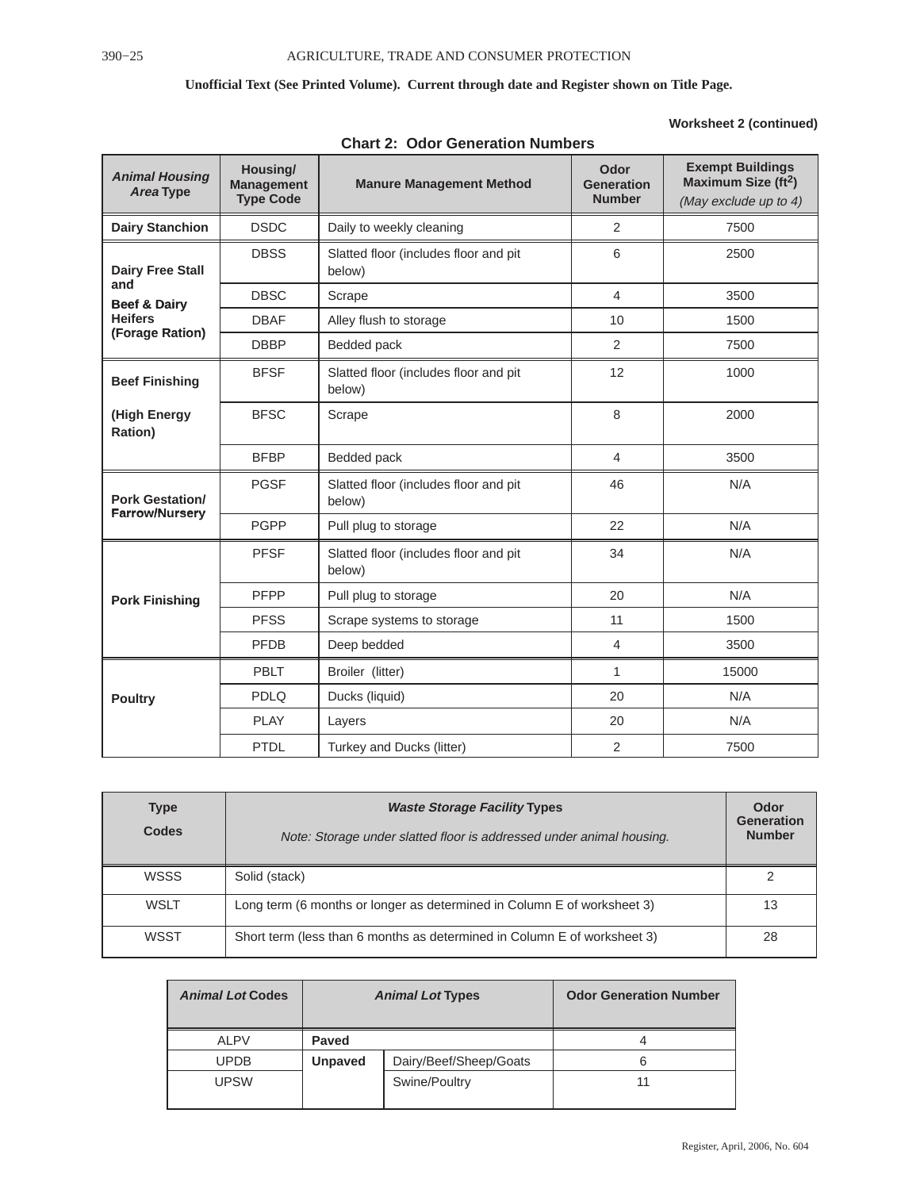**Unofficial Text (See Printed Volume). Current through date and Register shown on Title Page.**

**Worksheet 2 (continued)**

### Chart 2: Odor Generation Numbers

| ***Animal Housing Area* Type** | **Housing/ Management Type Code** | **Manure Management Method** | **Odor Generation Number** | **Exempt Buildings Maximum Size ($ft^2$)** *(May exclude up to 4)* |
|---|---|---|---|---|
| **Dairy Stanchion** | DSDC | Daily to weekly cleaning | 2 | 7500 |
| **Dairy Free Stall and Beef & Dairy Heifers (Forage Ration)** | DBSS | Slatted floor (includes floor and pit below) | 6 | 2500 |
| | DBSC | Scrape | 4 | 3500 |
| | DBAF | Alley flush to storage | 10 | 1500 |
| | DBBP | Bedded pack | 2 | 7500 |
| **Beef Finishing (High Energy Ration)** | BFSF | Slatted floor (includes floor and pit below) | 12 | 1000 |
| | BFSC | Scrape | 8 | 2000 |
| | BFBP | Bedded pack | 4 | 3500 |
| **Pork Gestation/ Farrow/Nursery** | PGSF | Slatted floor (includes floor and pit below) | 46 | N/A |
| | PGPP | Pull plug to storage | 22 | N/A |
| **Pork Finishing** | PFSF | Slatted floor (includes floor and pit below) | 34 | N/A |
| | PFPP | Pull plug to storage | 20 | N/A |
| | PFSS | Scrape systems to storage | 11 | 1500 |
| | PFDB | Deep bedded | 4 | 3500 |
| **Poultry** | PBLT | Broiler (litter) | 1 | 15000 |
| | PDLQ | Ducks (liquid) | 20 | N/A |
| | PLAY | Layers | 20 | N/A |
| | PTDL | Turkey and Ducks (litter) | 2 | 7500 |

| **Type Codes** | ***Waste Storage Facility* Types** *Note: Storage under slatted floor is addressed under animal housing.* | **Odor Generation Number** |
|---|---|---|
| WSSS | Solid (stack) | 2 |
| WSLT | Long term (6 months or longer as determined in Column E of worksheet 3) | 13 |
| WSST | Short term (less than 6 months as determined in Column E of worksheet 3) | 28 |

| ***Animal Lot* Codes** | ***Animal Lot* Types** | | **Odor Generation Number** |
|---|---|---|---|
| ALPV | **Paved** | | 4 |
| UPDB | **Unpaved** | Dairy/Beef/Sheep/Goats | 6 |
| UPSW | | Swine/Poultry | 11 |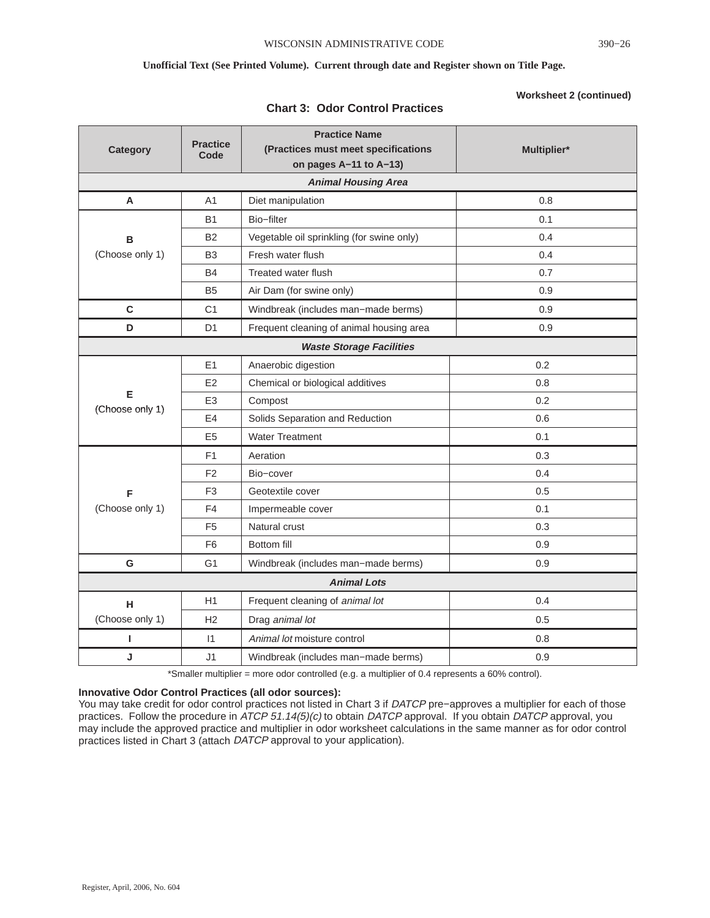**Worksheet 2 (continued)**

## Chart 3: Odor Control Practices

| Category | Practice Code | Practice Name (Practices must meet specifications on pages A−11 to A−13) | Multiplier* |
|---|---|---|---|
| ***Animal Housing Area*** | | | |
| **A** | A1 | Diet manipulation | 0.8 |
| **B** (Choose only 1) | B1 | Bio−filter | 0.1 |
| | B2 | Vegetable oil sprinkling (for swine only) | 0.4 |
| | B3 | Fresh water flush | 0.4 |
| | B4 | Treated water flush | 0.7 |
| | B5 | Air Dam (for swine only) | 0.9 |
| **C** | C1 | Windbreak (includes man−made berms) | 0.9 |
| **D** | D1 | Frequent cleaning of animal housing area | 0.9 |
| ***Waste Storage Facilities*** | | | |
| **E** (Choose only 1) | E1 | Anaerobic digestion | 0.2 |
| | E2 | Chemical or biological additives | 0.8 |
| | E3 | Compost | 0.2 |
| | E4 | Solids Separation and Reduction | 0.6 |
| | E5 | Water Treatment | 0.1 |
| **F** (Choose only 1) | F1 | Aeration | 0.3 |
| | F2 | Bio−cover | 0.4 |
| | F3 | Geotextile cover | 0.5 |
| | F4 | Impermeable cover | 0.1 |
| | F5 | Natural crust | 0.3 |
| | F6 | Bottom fill | 0.9 |
| **G** | G1 | Windbreak (includes man−made berms) | 0.9 |
| ***Animal Lots*** | | | |
| **H** (Choose only 1) | H1 | Frequent cleaning of *animal lot* | 0.4 |
| | H2 | Drag *animal lot* | 0.5 |
| **I** | I1 | *Animal lot* moisture control | 0.8 |
| **J** | J1 | Windbreak (includes man−made berms) | 0.9 |

*Smaller multiplier = more odor controlled (e.g. a multiplier of 0.4 represents a 60% control).

**Innovative Odor Control Practices (all odor sources):**
You may take credit for odor control practices not listed in Chart 3 if *DATCP* pre−approves a multiplier for each of those practices. Follow the procedure in *ATCP 51.14(5)(c)* to obtain *DATCP* approval. If you obtain *DATCP* approval, you may include the approved practice and multiplier in odor worksheet calculations in the same manner as for odor control practices listed in Chart 3 (attach *DATCP* approval to your application).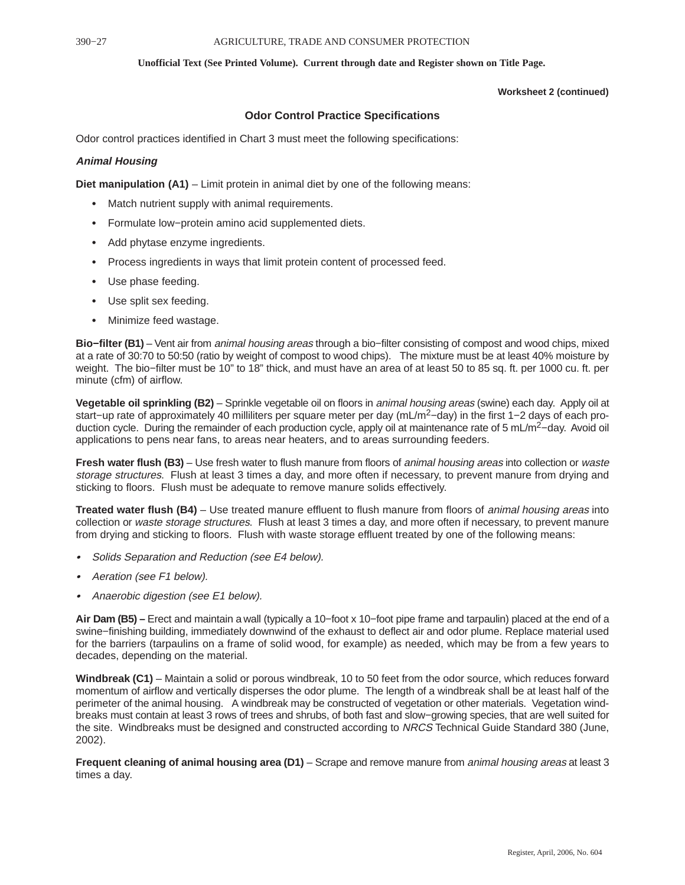**Worksheet 2 (continued)**

## Odor Control Practice Specifications

Odor control practices identified in Chart 3 must meet the following specifications:

### *Animal Housing*

**Diet manipulation (A1)** – Limit protein in animal diet by one of the following means:

- Match nutrient supply with animal requirements.
- Formulate low−protein amino acid supplemented diets.
- Add phytase enzyme ingredients.
- Process ingredients in ways that limit protein content of processed feed.
- Use phase feeding.
- Use split sex feeding.
- Minimize feed wastage.

**Bio−filter (B1)** – Vent air from *animal housing areas* through a bio−filter consisting of compost and wood chips, mixed at a rate of 30:70 to 50:50 (ratio by weight of compost to wood chips). The mixture must be at least 40% moisture by weight. The bio−filter must be 10" to 18" thick, and must have an area of at least 50 to 85 sq. ft. per 1000 cu. ft. per minute (cfm) of airflow.

**Vegetable oil sprinkling (B2)** – Sprinkle vegetable oil on floors in *animal housing areas* (swine) each day. Apply oil at start−up rate of approximately 40 milliliters per square meter per day ($mL/m^2$−day) in the first 1−2 days of each production cycle. During the remainder of each production cycle, apply oil at maintenance rate of 5 $mL/m^2$−day. Avoid oil applications to pens near fans, to areas near heaters, and to areas surrounding feeders.

**Fresh water flush (B3)** – Use fresh water to flush manure from floors of *animal housing areas* into collection or *waste storage structures*. Flush at least 3 times a day, and more often if necessary, to prevent manure from drying and sticking to floors. Flush must be adequate to remove manure solids effectively.

**Treated water flush (B4)** – Use treated manure effluent to flush manure from floors of *animal housing areas* into collection or *waste storage structures*. Flush at least 3 times a day, and more often if necessary, to prevent manure from drying and sticking to floors. Flush with waste storage effluent treated by one of the following means:

- *Solids Separation and Reduction (see E4 below).*
- *Aeration (see F1 below).*
- *Anaerobic digestion (see E1 below).*

**Air Dam (B5) –** Erect and maintain a wall (typically a 10−foot x 10−foot pipe frame and tarpaulin) placed at the end of a swine−finishing building, immediately downwind of the exhaust to deflect air and odor plume. Replace material used for the barriers (tarpaulins on a frame of solid wood, for example) as needed, which may be from a few years to decades, depending on the material.

**Windbreak (C1)** – Maintain a solid or porous windbreak, 10 to 50 feet from the odor source, which reduces forward momentum of airflow and vertically disperses the odor plume. The length of a windbreak shall be at least half of the perimeter of the animal housing. A windbreak may be constructed of vegetation or other materials. Vegetation windbreaks must contain at least 3 rows of trees and shrubs, of both fast and slow−growing species, that are well suited for the site. Windbreaks must be designed and constructed according to *NRCS* Technical Guide Standard 380 (June, 2002).

**Frequent cleaning of animal housing area (D1)** – Scrape and remove manure from *animal housing areas* at least 3 times a day.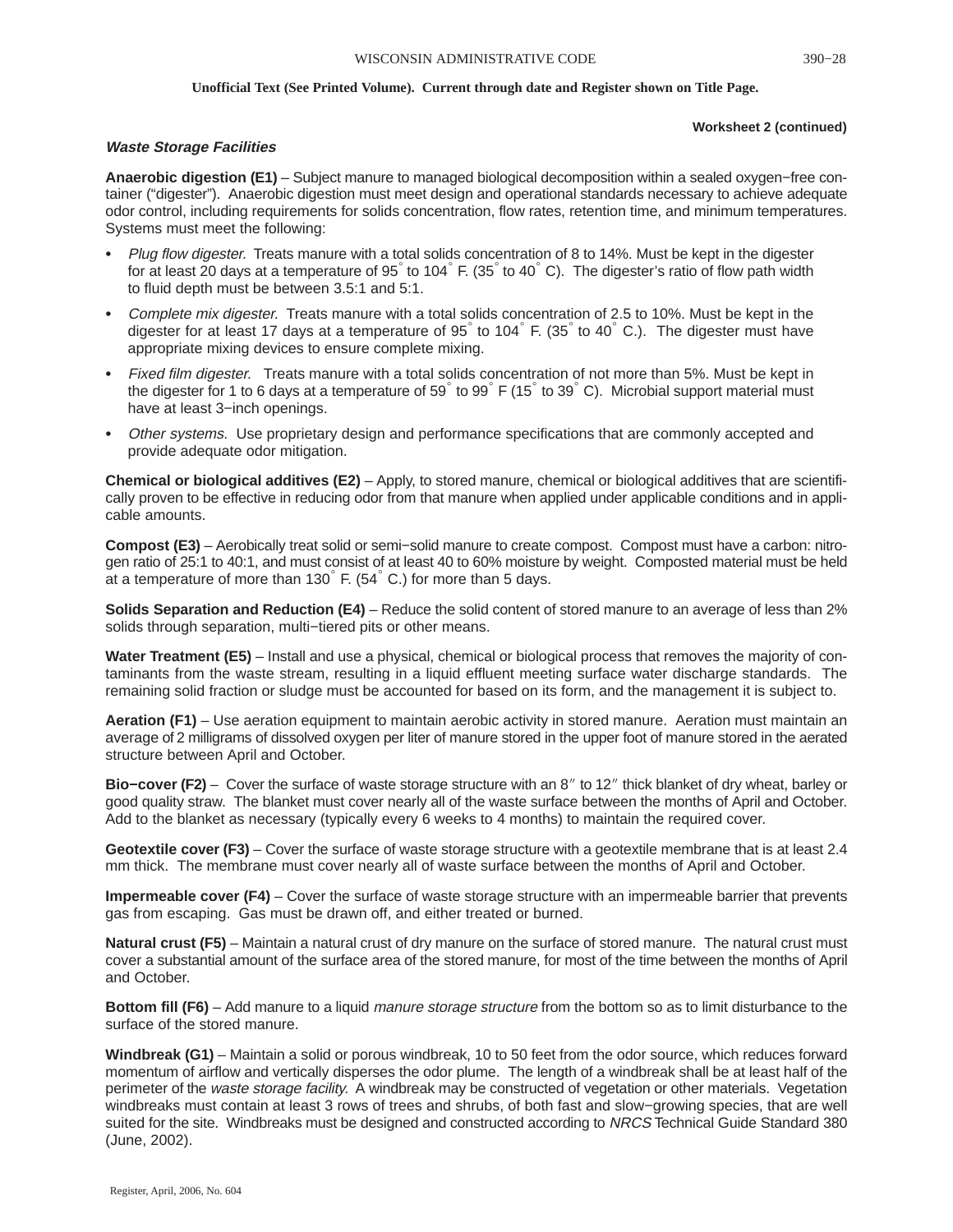**Worksheet 2 (continued)**

### *Waste Storage Facilities*

**Anaerobic digestion (E1)** – Subject manure to managed biological decomposition within a sealed oxygen−free container ("digester"). Anaerobic digestion must meet design and operational standards necessary to achieve adequate odor control, including requirements for solids concentration, flow rates, retention time, and minimum temperatures. Systems must meet the following:

- *Plug flow digester.* Treats manure with a total solids concentration of 8 to 14%. Must be kept in the digester for at least 20 days at a temperature of 95° to 104° F. (35° to 40° C). The digester's ratio of flow path width to fluid depth must be between 3.5:1 and 5:1.
- *Complete mix digester.* Treats manure with a total solids concentration of 2.5 to 10%. Must be kept in the digester for at least 17 days at a temperature of 95° to 104° F. (35° to 40° C.). The digester must have appropriate mixing devices to ensure complete mixing.
- *Fixed film digester.* Treats manure with a total solids concentration of not more than 5%. Must be kept in the digester for 1 to 6 days at a temperature of 59° to 99° F (15° to 39° C). Microbial support material must have at least 3−inch openings.
- *Other systems.* Use proprietary design and performance specifications that are commonly accepted and provide adequate odor mitigation.

**Chemical or biological additives (E2)** – Apply, to stored manure, chemical or biological additives that are scientifically proven to be effective in reducing odor from that manure when applied under applicable conditions and in applicable amounts.

**Compost (E3)** – Aerobically treat solid or semi−solid manure to create compost. Compost must have a carbon: nitrogen ratio of 25:1 to 40:1, and must consist of at least 40 to 60% moisture by weight. Composted material must be held at a temperature of more than 130° F. (54° C.) for more than 5 days.

**Solids Separation and Reduction (E4)** – Reduce the solid content of stored manure to an average of less than 2% solids through separation, multi−tiered pits or other means.

**Water Treatment (E5)** – Install and use a physical, chemical or biological process that removes the majority of contaminants from the waste stream, resulting in a liquid effluent meeting surface water discharge standards. The remaining solid fraction or sludge must be accounted for based on its form, and the management it is subject to.

**Aeration (F1)** – Use aeration equipment to maintain aerobic activity in stored manure. Aeration must maintain an average of 2 milligrams of dissolved oxygen per liter of manure stored in the upper foot of manure stored in the aerated structure between April and October.

**Bio−cover (F2)** – Cover the surface of waste storage structure with an 8″ to 12″ thick blanket of dry wheat, barley or good quality straw. The blanket must cover nearly all of the waste surface between the months of April and October. Add to the blanket as necessary (typically every 6 weeks to 4 months) to maintain the required cover.

**Geotextile cover (F3)** – Cover the surface of waste storage structure with a geotextile membrane that is at least 2.4 mm thick. The membrane must cover nearly all of waste surface between the months of April and October.

**Impermeable cover (F4)** – Cover the surface of waste storage structure with an impermeable barrier that prevents gas from escaping. Gas must be drawn off, and either treated or burned.

**Natural crust (F5)** – Maintain a natural crust of dry manure on the surface of stored manure. The natural crust must cover a substantial amount of the surface area of the stored manure, for most of the time between the months of April and October.

**Bottom fill (F6)** – Add manure to a liquid *manure storage structure* from the bottom so as to limit disturbance to the surface of the stored manure.

**Windbreak (G1)** – Maintain a solid or porous windbreak, 10 to 50 feet from the odor source, which reduces forward momentum of airflow and vertically disperses the odor plume. The length of a windbreak shall be at least half of the perimeter of the *waste storage facility.* A windbreak may be constructed of vegetation or other materials. Vegetation windbreaks must contain at least 3 rows of trees and shrubs, of both fast and slow−growing species, that are well suited for the site. Windbreaks must be designed and constructed according to *NRCS* Technical Guide Standard 380 (June, 2002).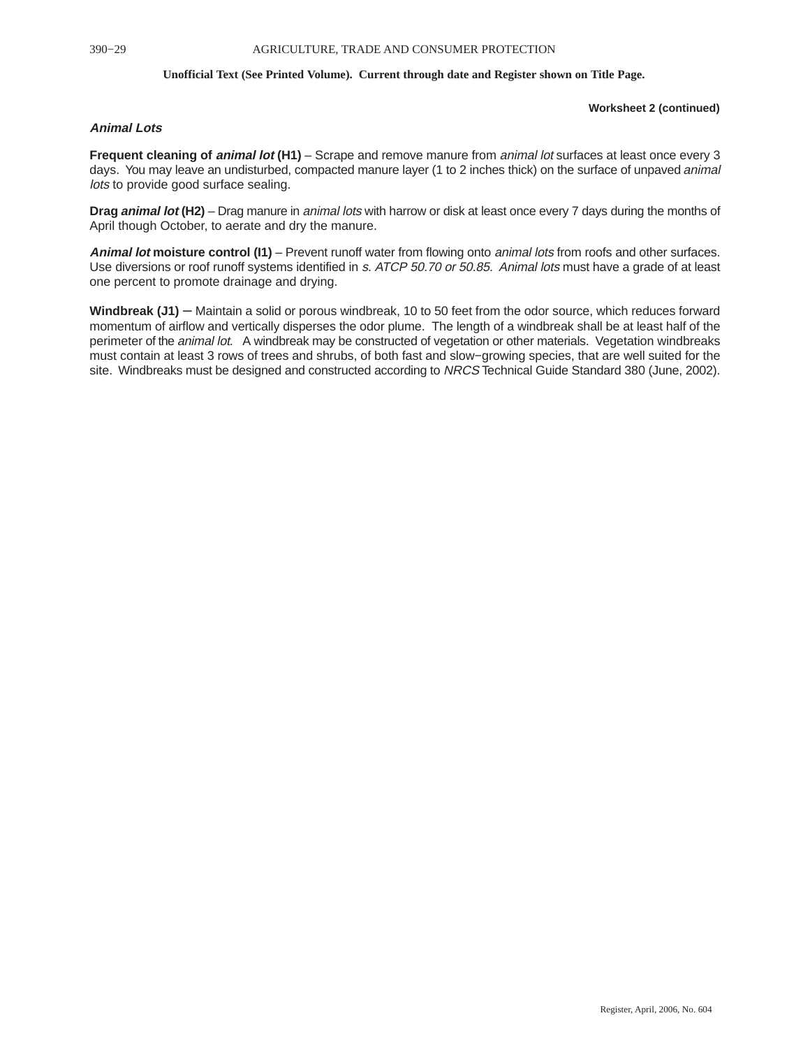**Worksheet 2 (continued)**

### *Animal Lots*

**Frequent cleaning of *animal lot* (H1)** – Scrape and remove manure from *animal lot* surfaces at least once every 3 days. You may leave an undisturbed, compacted manure layer (1 to 2 inches thick) on the surface of unpaved *animal lots* to provide good surface sealing.

**Drag *animal lot* (H2)** – Drag manure in *animal lots* with harrow or disk at least once every 7 days during the months of April though October, to aerate and dry the manure.

***Animal lot* moisture control (I1)** – Prevent runoff water from flowing onto *animal lots* from roofs and other surfaces. Use diversions or roof runoff systems identified in *s. ATCP 50.70 or 50.85*. *Animal lots* must have a grade of at least one percent to promote drainage and drying.

**Windbreak (J1)** – Maintain a solid or porous windbreak, 10 to 50 feet from the odor source, which reduces forward momentum of airflow and vertically disperses the odor plume. The length of a windbreak shall be at least half of the perimeter of the *animal lot*. A windbreak may be constructed of vegetation or other materials. Vegetation windbreaks must contain at least 3 rows of trees and shrubs, of both fast and slow−growing species, that are well suited for the site. Windbreaks must be designed and constructed according to *NRCS* Technical Guide Standard 380 (June, 2002).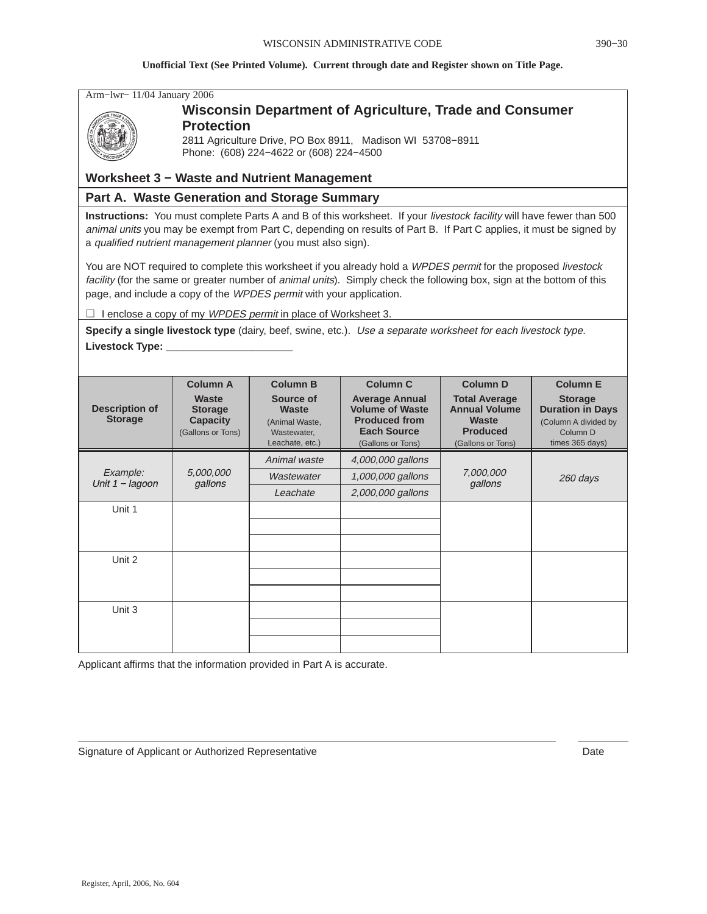Unofficial Text (See Printed Volume). Current through date and Register shown on Title Page.

Arm−lwr− 11/04 January 2006

**Wisconsin Department of Agriculture, Trade and Consumer Protection**
2811 Agriculture Drive, PO Box 8911, Madison WI 53708−8911
Phone: (608) 224−4622 or (608) 224−4500

## Worksheet 3 − Waste and Nutrient Management

### Part A. Waste Generation and Storage Summary

**Instructions:** You must complete Parts A and B of this worksheet. If your *livestock facility* will have fewer than 500 *animal units* you may be exempt from Part C, depending on results of Part B. If Part C applies, it must be signed by a *qualified nutrient management planner* (you must also sign).

You are NOT required to complete this worksheet if you already hold a *WPDES permit* for the proposed *livestock facility* (for the same or greater number of *animal units*). Simply check the following box, sign at the bottom of this page, and include a copy of the *WPDES permit* with your application.

☐ I enclose a copy of my *WPDES permit* in place of Worksheet 3.

**Specify a single livestock type** (dairy, beef, swine, etc.). *Use a separate worksheet for each livestock type.*

**Livestock Type:** ______________________

| Description of Storage | Column A Waste Storage Capacity (Gallons or Tons) | Column B Source of Waste (Animal Waste, Wastewater, Leachate, etc.) | Column C Average Annual Volume of Waste Produced from Each Source (Gallons or Tons) | Column D Total Average Annual Volume Waste Produced (Gallons or Tons) | Column E Storage Duration in Days (Column A divided by Column D times 365 days) |
|---|---|---|---|---|---|
| *Example: Unit 1 − lagoon* | *5,000,000 gallons* | *Animal waste* | *4,000,000 gallons* | *7,000,000 gallons* | *260 days* |
| | | *Wastewater* | *1,000,000 gallons* | | |
| | | *Leachate* | *2,000,000 gallons* | | |
| Unit 1 | | | | | |
| | | | | | |
| | | | | | |
| Unit 2 | | | | | |
| | | | | | |
| | | | | | |
| Unit 3 | | | | | |
| | | | | | |
| | | | | | |

Applicant affirms that the information provided in Part A is accurate.

______________________________________________ ____________
Signature of Applicant or Authorized Representative Date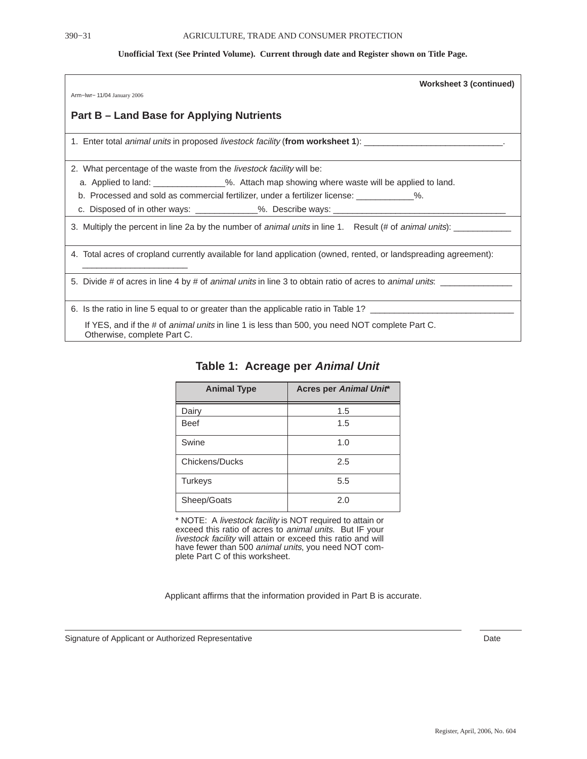**Unofficial Text (See Printed Volume). Current through date and Register shown on Title Page.**

**Worksheet 3 (continued)**

Arm−lwr− 11/04 January 2006

## Part B – Land Base for Applying Nutrients

1. Enter total *animal units* in proposed *livestock facility* (**from worksheet 1**): _____________________________.

2. What percentage of the waste from the *livestock facility* will be:

   a. Applied to land: _______________%. Attach map showing where waste will be applied to land.

   b. Processed and sold as commercial fertilizer, under a fertilizer license: ____________%.

   c. Disposed of in other ways: _____________%. Describe ways: ____________________________________

3. Multiply the percent in line 2a by the number of *animal units* in line 1. Result (# of *animal units*): ____________

4. Total acres of cropland currently available for land application (owned, rented, or landspreading agreement): ______________________

5. Divide # of acres in line 4 by # of *animal units* in line 3 to obtain ratio of acres to *animal units*: _______________

6. Is the ratio in line 5 equal to or greater than the applicable ratio in Table 1? ______________________________

   If YES, and if the # of *animal units* in line 1 is less than 500, you need NOT complete Part C. Otherwise, complete Part C.

### Table 1: Acreage per *Animal Unit*

| Animal Type | Acres per *Animal Unit** |
|---|---|
| Dairy | 1.5 |
| Beef | 1.5 |
| Swine | 1.0 |
| Chickens/Ducks | 2.5 |
| Turkeys | 5.5 |
| Sheep/Goats | 2.0 |

* NOTE: A *livestock facility* is NOT required to attain or exceed this ratio of acres to *animal units*. But IF your *livestock facility* will attain or exceed this ratio and will have fewer than 500 *animal units*, you need NOT complete Part C of this worksheet.

Applicant affirms that the information provided in Part B is accurate.

_______________________________________________ ____________

Signature of Applicant or Authorized Representative Date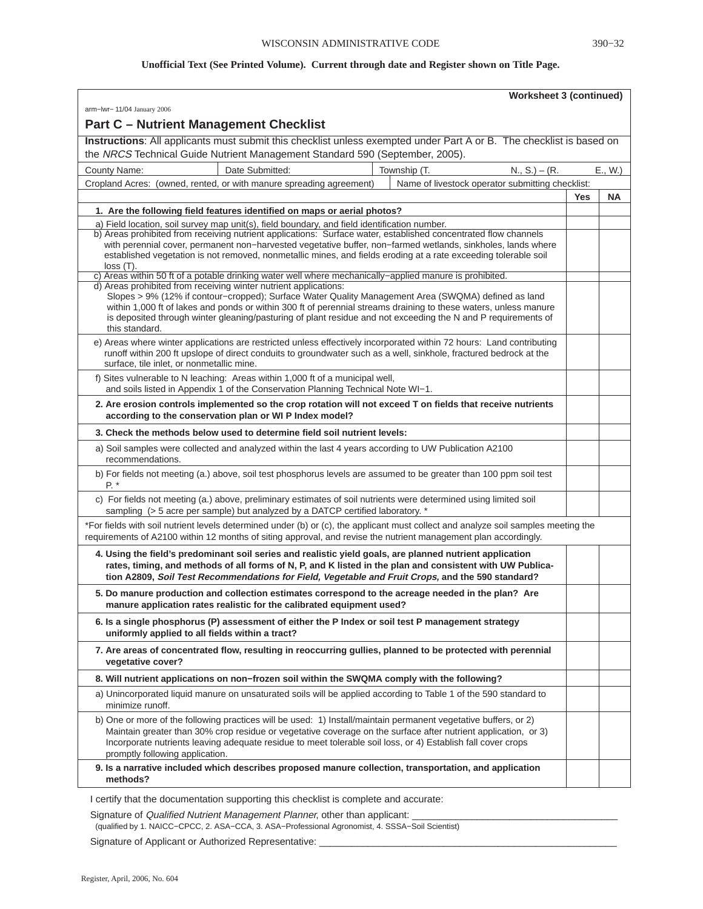**Unofficial Text (See Printed Volume). Current through date and Register shown on Title Page.**

**Worksheet 3 (continued)**

arm−lwr− 11/04 January 2006

## Part C – Nutrient Management Checklist

**Instructions**: All applicants must submit this checklist unless exempted under Part A or B. The checklist is based on the *NRCS* Technical Guide Nutrient Management Standard 590 (September, 2005).

| County Name: | Date Submitted: | Township (T. N., S.) – (R. E., W.) |
|---|---|---|

| Cropland Acres: (owned, rented, or with manure spreading agreement) | Name of livestock operator submitting checklist: |
|---|---|

| | Yes | NA |
|---|---|---|
| **1. Are the following field features identified on maps or aerial photos?** | | |
| a) Field location, soil survey map unit(s), field boundary, and field identification number. | | |
| b) Areas prohibited from receiving nutrient applications: Surface water, established concentrated flow channels with perennial cover, permanent non−harvested vegetative buffer, non−farmed wetlands, sinkholes, lands where established vegetation is not removed, nonmetallic mines, and fields eroding at a rate exceeding tolerable soil loss (T). | | |
| c) Areas within 50 ft of a potable drinking water well where mechanically−applied manure is prohibited. | | |
| d) Areas prohibited from receiving winter nutrient applications: Slopes > 9% (12% if contour−cropped); Surface Water Quality Management Area (SWQMA) defined as land within 1,000 ft of lakes and ponds or within 300 ft of perennial streams draining to these waters, unless manure is deposited through winter gleaning/pasturing of plant residue and not exceeding the N and P requirements of this standard. | | |
| e) Areas where winter applications are restricted unless effectively incorporated within 72 hours: Land contributing runoff within 200 ft upslope of direct conduits to groundwater such as a well, sinkhole, fractured bedrock at the surface, tile inlet, or nonmetallic mine. | | |
| f) Sites vulnerable to N leaching: Areas within 1,000 ft of a municipal well, and soils listed in Appendix 1 of the Conservation Planning Technical Note WI−1. | | |
| **2. Are erosion controls implemented so the crop rotation will not exceed T on fields that receive nutrients according to the conservation plan or WI P Index model?** | | |
| **3. Check the methods below used to determine field soil nutrient levels:** | | |
| a) Soil samples were collected and analyzed within the last 4 years according to UW Publication A2100 recommendations. | | |
| b) For fields not meeting (a.) above, soil test phosphorus levels are assumed to be greater than 100 ppm soil test P. * | | |
| c) For fields not meeting (a.) above, preliminary estimates of soil nutrients were determined using limited soil sampling (> 5 acre per sample) but analyzed by a DATCP certified laboratory. * | | |
| *For fields with soil nutrient levels determined under (b) or (c), the applicant must collect and analyze soil samples meeting the requirements of A2100 within 12 months of siting approval, and revise the nutrient management plan accordingly. | | |
| **4. Using the field's predominant soil series and realistic yield goals, are planned nutrient application rates, timing, and methods of all forms of N, P, and K listed in the plan and consistent with UW Publication A2809, *Soil Test Recommendations for Field, Vegetable and Fruit Crops,* and the 590 standard?** | | |
| **5. Do manure production and collection estimates correspond to the acreage needed in the plan? Are manure application rates realistic for the calibrated equipment used?** | | |
| **6. Is a single phosphorus (P) assessment of either the P Index or soil test P management strategy uniformly applied to all fields within a tract?** | | |
| **7. Are areas of concentrated flow, resulting in reoccurring gullies, planned to be protected with perennial vegetative cover?** | | |
| **8. Will nutrient applications on non−frozen soil within the SWQMA comply with the following?** | | |
| a) Unincorporated liquid manure on unsaturated soils will be applied according to Table 1 of the 590 standard to minimize runoff. | | |
| b) One or more of the following practices will be used: 1) Install/maintain permanent vegetative buffers, or 2) Maintain greater than 30% crop residue or vegetative coverage on the surface after nutrient application, or 3) Incorporate nutrients leaving adequate residue to meet tolerable soil loss, or 4) Establish fall cover crops promptly following application. | | |
| **9. Is a narrative included which describes proposed manure collection, transportation, and application methods?** | | |

I certify that the documentation supporting this checklist is complete and accurate:

Signature of *Qualified Nutrient Management Planner*, other than applicant: ______________________________________
(qualified by 1. NAICC−CPCC, 2. ASA−CCA, 3. ASA−Professional Agronomist, 4. SSSA−Soil Scientist)

Signature of Applicant or Authorized Representative: ______________________________________________________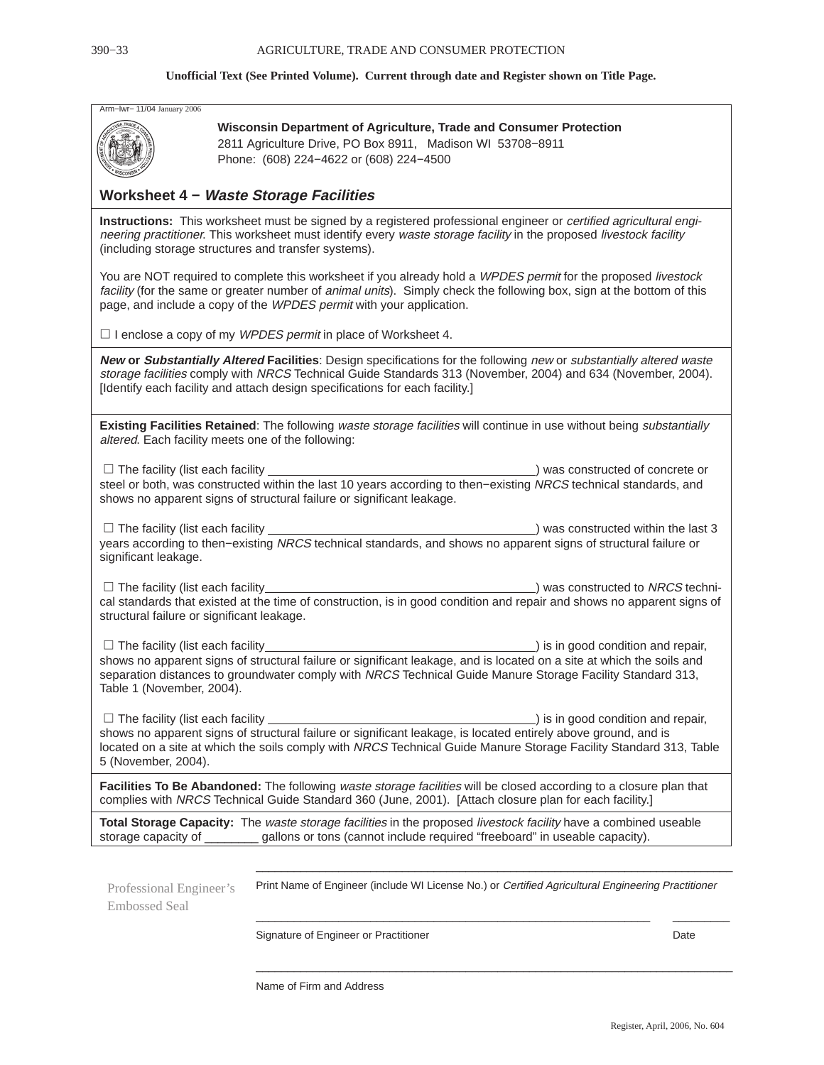Arm−lwr− 11/04 January 2006

**Wisconsin Department of Agriculture, Trade and Consumer Protection**
2811 Agriculture Drive, PO Box 8911, Madison WI 53708−8911
Phone: (608) 224−4622 or (608) 224−4500

## Worksheet 4 − *Waste Storage Facilities*

**Instructions:** This worksheet must be signed by a registered professional engineer or *certified agricultural engineering practitioner*. This worksheet must identify every *waste storage facility* in the proposed *livestock facility* (including storage structures and transfer systems).

You are NOT required to complete this worksheet if you already hold a *WPDES permit* for the proposed *livestock facility* (for the same or greater number of *animal units*). Simply check the following box, sign at the bottom of this page, and include a copy of the *WPDES permit* with your application.

☐ I enclose a copy of my *WPDES permit* in place of Worksheet 4.

***New* or *Substantially Altered* Facilities**: Design specifications for the following *new* or *substantially altered waste storage facilities* comply with *NRCS* Technical Guide Standards 313 (November, 2004) and 634 (November, 2004). [Identify each facility and attach design specifications for each facility.]

**Existing Facilities Retained**: The following *waste storage facilities* will continue in use without being *substantially altered*. Each facility meets one of the following:

☐ The facility (list each facility ________________________________________) was constructed of concrete or steel or both, was constructed within the last 10 years according to then−existing *NRCS* technical standards, and shows no apparent signs of structural failure or significant leakage.

☐ The facility (list each facility ________________________________________) was constructed within the last 3 years according to then−existing *NRCS* technical standards, and shows no apparent signs of structural failure or significant leakage.

☐ The facility (list each facility________________________________________) was constructed to *NRCS* technical standards that existed at the time of construction, is in good condition and repair and shows no apparent signs of structural failure or significant leakage.

☐ The facility (list each facility________________________________________) is in good condition and repair, shows no apparent signs of structural failure or significant leakage, and is located on a site at which the soils and separation distances to groundwater comply with *NRCS* Technical Guide Manure Storage Facility Standard 313, Table 1 (November, 2004).

☐ The facility (list each facility ________________________________________) is in good condition and repair, shows no apparent signs of structural failure or significant leakage, is located entirely above ground, and is located on a site at which the soils comply with *NRCS* Technical Guide Manure Storage Facility Standard 313, Table 5 (November, 2004).

**Facilities To Be Abandoned:** The following *waste storage facilities* will be closed according to a closure plan that complies with *NRCS* Technical Guide Standard 360 (June, 2001). [Attach closure plan for each facility.]

**Total Storage Capacity:** The *waste storage facilities* in the proposed *livestock facility* have a combined useable storage capacity of ________ gallons or tons (cannot include required "freeboard" in useable capacity).

Professional Engineer's Embossed Seal

________________________________________________________________________
Print Name of Engineer (include WI License No.) or *Certified Agricultural Engineering Practitioner*

________________________________________________________________ __________
Signature of Engineer or Practitioner Date

________________________________________________________________________
Name of Firm and Address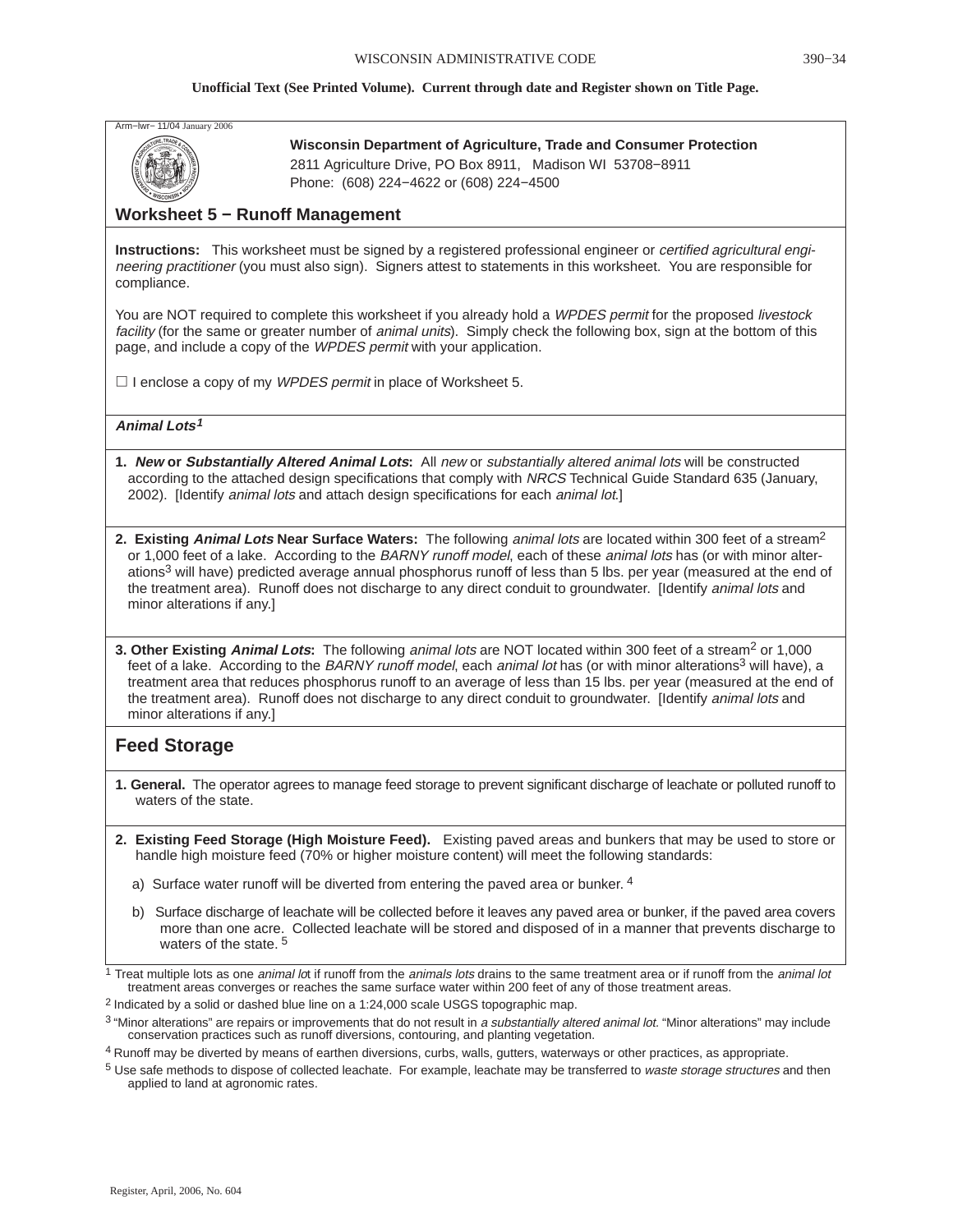Arm−lwr− 11/04 January 2006

**Wisconsin Department of Agriculture, Trade and Consumer Protection**
2811 Agriculture Drive, PO Box 8911, Madison WI 53708−8911
Phone: (608) 224−4622 or (608) 224−4500

## Worksheet 5 − Runoff Management

**Instructions:** This worksheet must be signed by a registered professional engineer or *certified agricultural engineering practitioner* (you must also sign). Signers attest to statements in this worksheet. You are responsible for compliance.

You are NOT required to complete this worksheet if you already hold a *WPDES permit* for the proposed *livestock facility* (for the same or greater number of *animal units*). Simply check the following box, sign at the bottom of this page, and include a copy of the *WPDES permit* with your application.

☐ I enclose a copy of my *WPDES permit* in place of Worksheet 5.

### *Animal Lots*[1]

**1. *New* or *Substantially Altered Animal Lots*:** All *new* or *substantially altered animal lots* will be constructed according to the attached design specifications that comply with *NRCS* Technical Guide Standard 635 (January, 2002). [Identify *animal lots* and attach design specifications for each *animal lot*.]

**2. Existing *Animal Lots* Near Surface Waters:** The following *animal lots* are located within 300 feet of a stream[2] or 1,000 feet of a lake. According to the *BARNY runoff model*, each of these *animal lots* has (or with minor alterations[3] will have) predicted average annual phosphorus runoff of less than 5 lbs. per year (measured at the end of the treatment area). Runoff does not discharge to any direct conduit to groundwater. [Identify *animal lots* and minor alterations if any.]

**3. Other Existing *Animal Lots*:** The following *animal lots* are NOT located within 300 feet of a stream[2] or 1,000 feet of a lake. According to the *BARNY runoff model*, each *animal lot* has (or with minor alterations[3] will have), a treatment area that reduces phosphorus runoff to an average of less than 15 lbs. per year (measured at the end of the treatment area). Runoff does not discharge to any direct conduit to groundwater. [Identify *animal lots* and minor alterations if any.]

### Feed Storage

**1. General.** The operator agrees to manage feed storage to prevent significant discharge of leachate or polluted runoff to waters of the state.

**2. Existing Feed Storage (High Moisture Feed).** Existing paved areas and bunkers that may be used to store or handle high moisture feed (70% or higher moisture content) will meet the following standards:

a) Surface water runoff will be diverted from entering the paved area or bunker.[4]

b) Surface discharge of leachate will be collected before it leaves any paved area or bunker, if the paved area covers more than one acre. Collected leachate will be stored and disposed of in a manner that prevents discharge to waters of the state.[5]

[1] Treat multiple lots as one *animal lot* if runoff from the *animals lots* drains to the same treatment area or if runoff from the *animal lot* treatment areas converges or reaches the same surface water within 200 feet of any of those treatment areas.

[2] Indicated by a solid or dashed blue line on a 1:24,000 scale USGS topographic map.

[3] "Minor alterations" are repairs or improvements that do not result in *a substantially altered animal lot*. "Minor alterations" may include conservation practices such as runoff diversions, contouring, and planting vegetation.

[4] Runoff may be diverted by means of earthen diversions, curbs, walls, gutters, waterways or other practices, as appropriate.

[5] Use safe methods to dispose of collected leachate. For example, leachate may be transferred to *waste storage structures* and then applied to land at agronomic rates.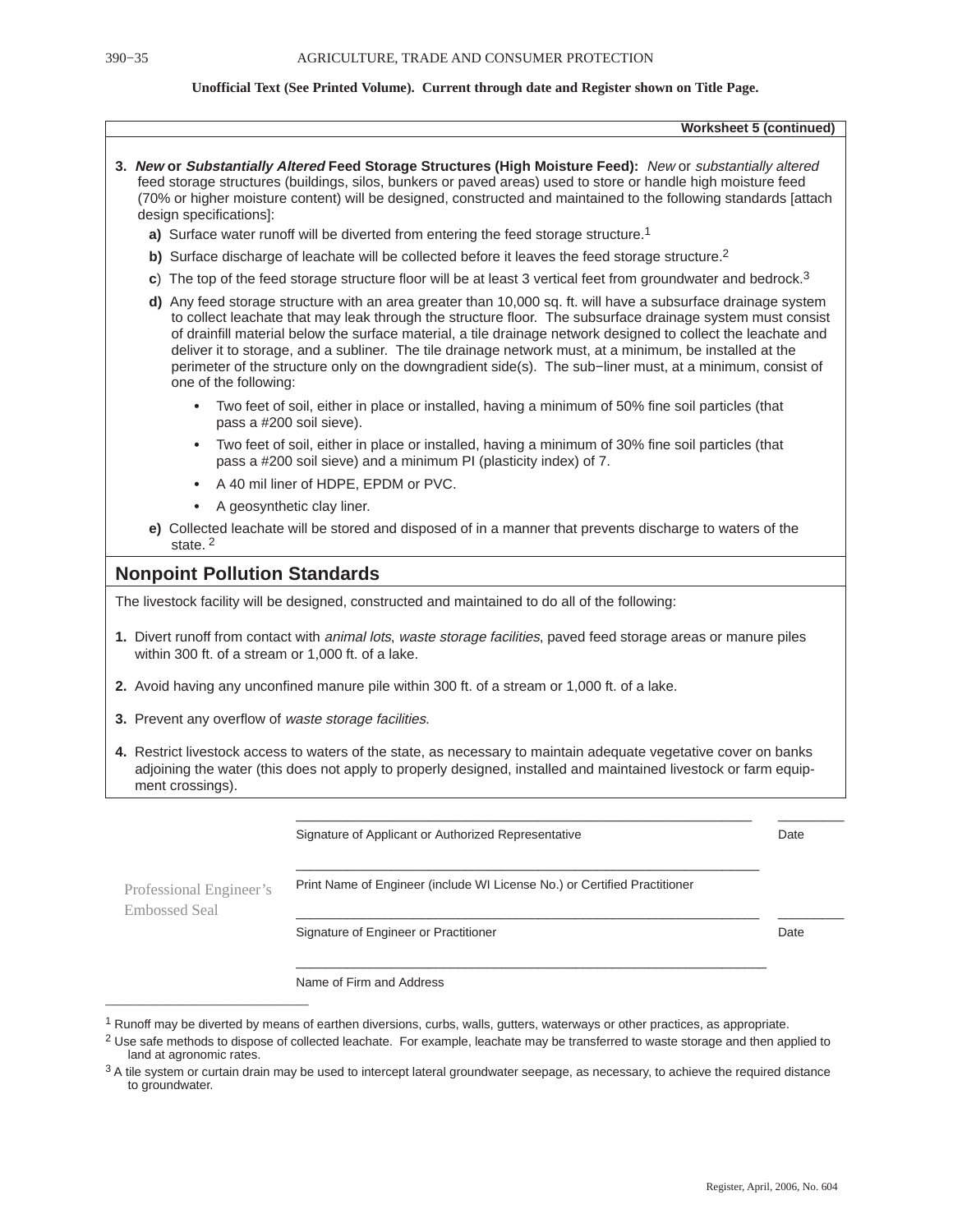Unofficial Text (See Printed Volume). Current through date and Register shown on Title Page.

**Worksheet 5 (continued)**

**3.** ***New* or *Substantially Altered* Feed Storage Structures (High Moisture Feed):** *New* or *substantially altered* feed storage structures (buildings, silos, bunkers or paved areas) used to store or handle high moisture feed (70% or higher moisture content) will be designed, constructed and maintained to the following standards [attach design specifications]:

**a)** Surface water runoff will be diverted from entering the feed storage structure.[1]

**b)** Surface discharge of leachate will be collected before it leaves the feed storage structure.[2]

**c**) The top of the feed storage structure floor will be at least 3 vertical feet from groundwater and bedrock.[3]

**d)** Any feed storage structure with an area greater than 10,000 sq. ft. will have a subsurface drainage system to collect leachate that may leak through the structure floor. The subsurface drainage system must consist of drainfill material below the surface material, a tile drainage network designed to collect the leachate and deliver it to storage, and a subliner. The tile drainage network must, at a minimum, be installed at the perimeter of the structure only on the downgradient side(s). The sub−liner must, at a minimum, consist of one of the following:

- Two feet of soil, either in place or installed, having a minimum of 50% fine soil particles (that pass a #200 soil sieve).
- Two feet of soil, either in place or installed, having a minimum of 30% fine soil particles (that pass a #200 soil sieve) and a minimum PI (plasticity index) of 7.
- A 40 mil liner of HDPE, EPDM or PVC.
- A geosynthetic clay liner.

**e)** Collected leachate will be stored and disposed of in a manner that prevents discharge to waters of the state. [2]

## Nonpoint Pollution Standards

The livestock facility will be designed, constructed and maintained to do all of the following:

**1.** Divert runoff from contact with *animal lots*, *waste storage facilities*, paved feed storage areas or manure piles within 300 ft. of a stream or 1,000 ft. of a lake.

**2.** Avoid having any unconfined manure pile within 300 ft. of a stream or 1,000 ft. of a lake.

**3.** Prevent any overflow of *waste storage facilities*.

**4.** Restrict livestock access to waters of the state, as necessary to maintain adequate vegetative cover on banks adjoining the water (this does not apply to properly designed, installed and maintained livestock or farm equipment crossings).

________________________________________ ________
Signature of Applicant or Authorized Representative Date

________________________________________
Print Name of Engineer (include WI License No.) or Certified Practitioner

Professional Engineer's Embossed Seal

________________________________________ ________
Signature of Engineer or Practitioner Date

________________________________________
Name of Firm and Address

---

[1] Runoff may be diverted by means of earthen diversions, curbs, walls, gutters, waterways or other practices, as appropriate.

[2] Use safe methods to dispose of collected leachate. For example, leachate may be transferred to waste storage and then applied to land at agronomic rates.

[3] A tile system or curtain drain may be used to intercept lateral groundwater seepage, as necessary, to achieve the required distance to groundwater.